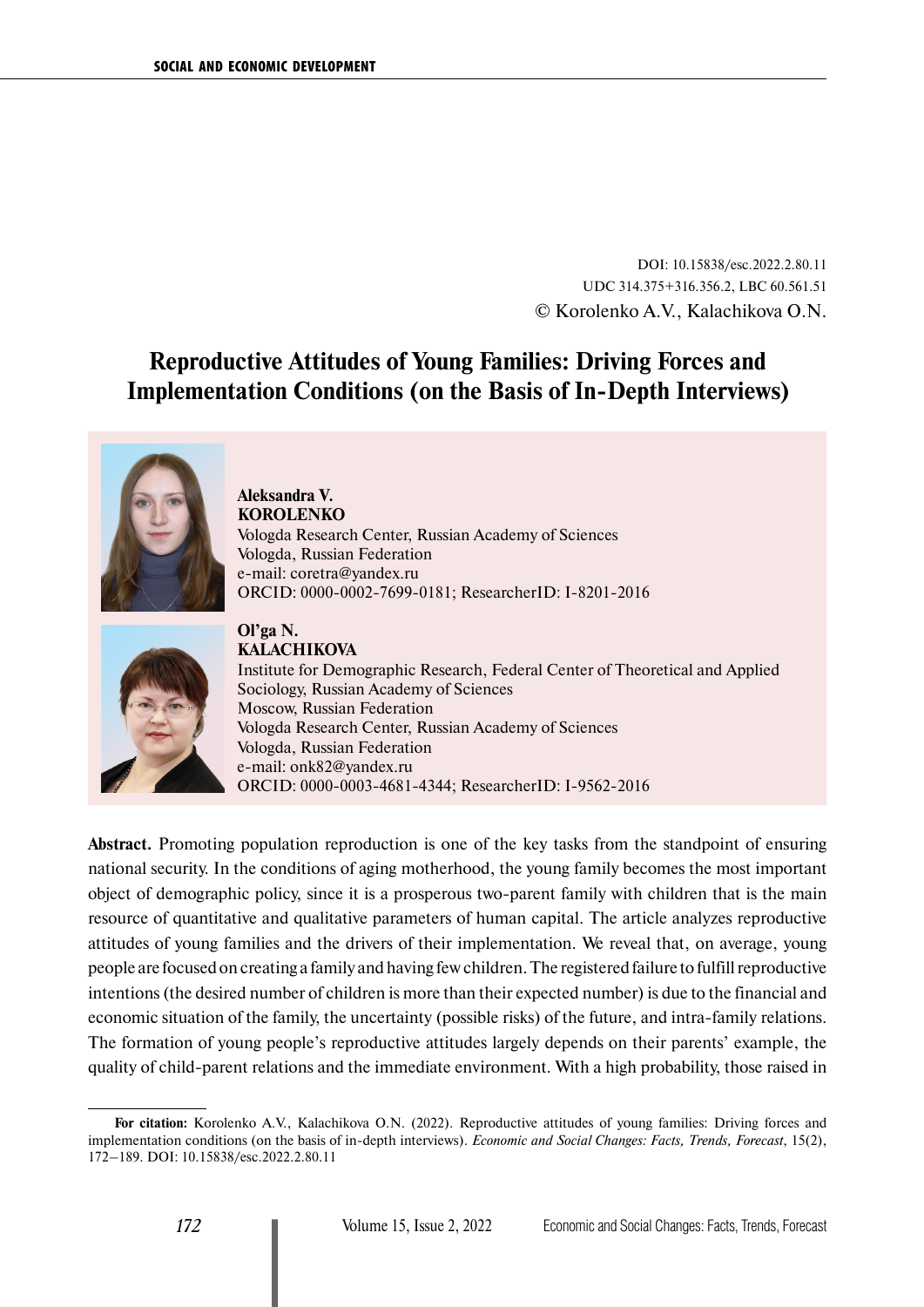DOI: 10.15838/esc.2022.2.80.11
UDC 314.375+316.356.2, LBC 60.561.51
© Korolenko A.V., Kalachikova O.N.

# Reproductive Attitudes of Young Families: Driving Forces and Implementation Conditions (on the Basis of In-Depth Interviews)

**Aleksandra V. KOROLENKO**
Vologda Research Center, Russian Academy of Sciences
Vologda, Russian Federation
e-mail: coretra@yandex.ru
ORCID: 0000-0002-7699-0181; ResearcherID: I-8201-2016

**Ol'ga N. KALACHIKOVA**
Institute for Demographic Research, Federal Center of Theoretical and Applied Sociology, Russian Academy of Sciences
Moscow, Russian Federation
Vologda Research Center, Russian Academy of Sciences
Vologda, Russian Federation
e-mail: onk82@yandex.ru
ORCID: 0000-0003-4681-4344; ResearcherID: I-9562-2016

**Abstract.** Promoting population reproduction is one of the key tasks from the standpoint of ensuring national security. In the conditions of aging motherhood, the young family becomes the most important object of demographic policy, since it is a prosperous two-parent family with children that is the main resource of quantitative and qualitative parameters of human capital. The article analyzes reproductive attitudes of young families and the drivers of their implementation. We reveal that, on average, young people are focused on creating a family and having few children. The registered failure to fulfill reproductive intentions (the desired number of children is more than their expected number) is due to the financial and economic situation of the family, the uncertainty (possible risks) of the future, and intra-family relations. The formation of young people's reproductive attitudes largely depends on their parents' example, the quality of child-parent relations and the immediate environment. With a high probability, those raised in

---

**For citation:** Korolenko A.V., Kalachikova O.N. (2022). Reproductive attitudes of young families: Driving forces and implementation conditions (on the basis of in-depth interviews). *Economic and Social Changes: Facts, Trends, Forecast*, 15(2), 172–189. DOI: 10.15838/esc.2022.2.80.11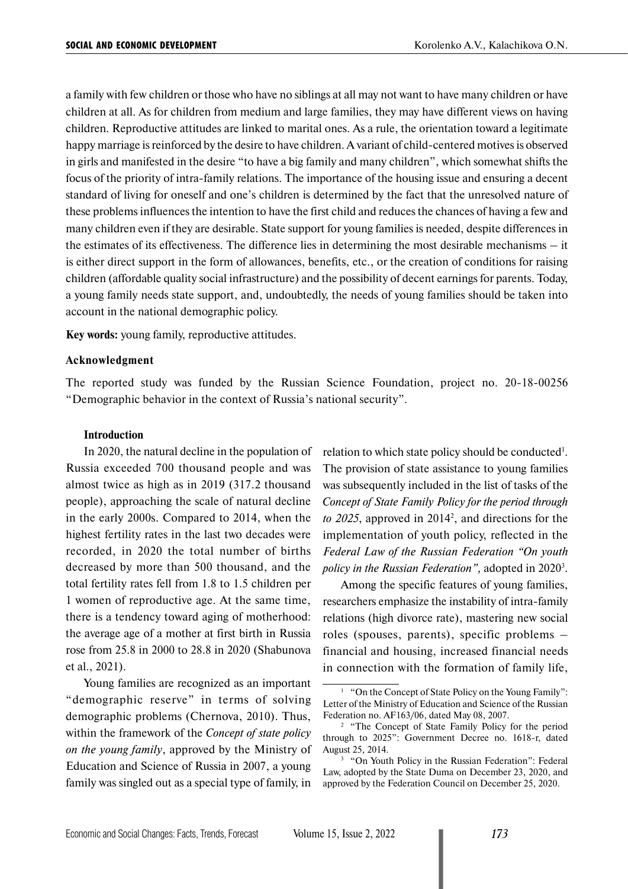a family with few children or those who have no siblings at all may not want to have many children or have children at all. As for children from medium and large families, they may have different views on having children. Reproductive attitudes are linked to marital ones. As a rule, the orientation toward a legitimate happy marriage is reinforced by the desire to have children. A variant of child-centered motives is observed in girls and manifested in the desire "to have a big family and many children", which somewhat shifts the focus of the priority of intra-family relations. The importance of the housing issue and ensuring a decent standard of living for oneself and one's children is determined by the fact that the unresolved nature of these problems influences the intention to have the first child and reduces the chances of having a few and many children even if they are desirable. State support for young families is needed, despite differences in the estimates of its effectiveness. The difference lies in determining the most desirable mechanisms – it is either direct support in the form of allowances, benefits, etc., or the creation of conditions for raising children (affordable quality social infrastructure) and the possibility of decent earnings for parents. Today, a young family needs state support, and, undoubtedly, the needs of young families should be taken into account in the national demographic policy.

**Key words:** young family, reproductive attitudes.

**Acknowledgment**

The reported study was funded by the Russian Science Foundation, project no. 20-18-00256 "Demographic behavior in the context of Russia's national security".

## Introduction

In 2020, the natural decline in the population of Russia exceeded 700 thousand people and was almost twice as high as in 2019 (317.2 thousand people), approaching the scale of natural decline in the early 2000s. Compared to 2014, when the highest fertility rates in the last two decades were recorded, in 2020 the total number of births decreased by more than 500 thousand, and the total fertility rates fell from 1.8 to 1.5 children per 1 women of reproductive age. At the same time, there is a tendency toward aging of motherhood: the average age of a mother at first birth in Russia rose from 25.8 in 2000 to 28.8 in 2020 (Shabunova et al., 2021).

Young families are recognized as an important "demographic reserve" in terms of solving demographic problems (Chernova, 2010). Thus, within the framework of the *Concept of state policy on the young family*, approved by the Ministry of Education and Science of Russia in 2007, a young family was singled out as a special type of family, in relation to which state policy should be conducted[1]. The provision of state assistance to young families was subsequently included in the list of tasks of the *Concept of State Family Policy for the period through to 2025*, approved in 2014[2], and directions for the implementation of youth policy, reflected in the *Federal Law of the Russian Federation "On youth policy in the Russian Federation",* adopted in 2020[3].

Among the specific features of young families, researchers emphasize the instability of intra-family relations (high divorce rate), mastering new social roles (spouses, parents), specific problems – financial and housing, increased financial needs in connection with the formation of family life,

[1] "On the Concept of State Policy on the Young Family": Letter of the Ministry of Education and Science of the Russian Federation no. AF163/06, dated May 08, 2007.

[2] "The Concept of State Family Policy for the period through to 2025": Government Decree no. 1618-r, dated August 25, 2014.

[3] "On Youth Policy in the Russian Federation": Federal Law, adopted by the State Duma on December 23, 2020, and approved by the Federation Council on December 25, 2020.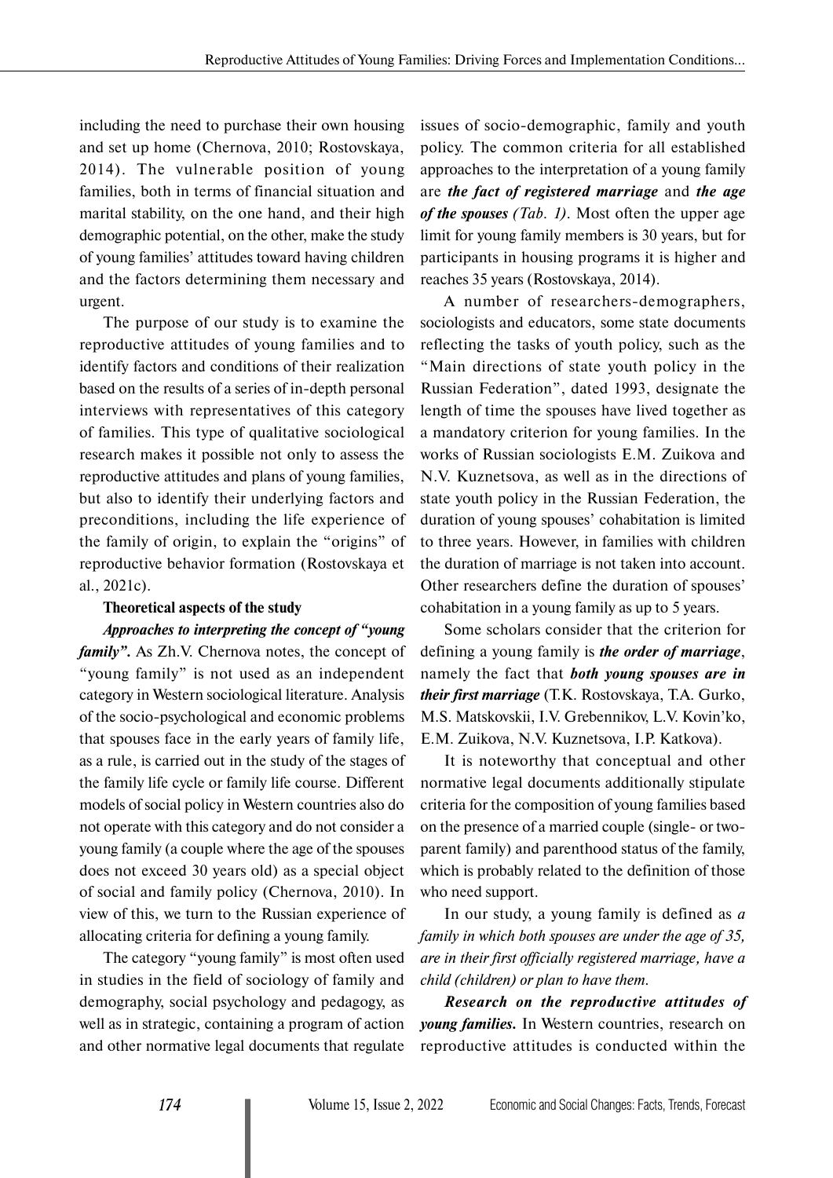including the need to purchase their own housing and set up home (Chernova, 2010; Rostovskaya, 2014). The vulnerable position of young families, both in terms of financial situation and marital stability, on the one hand, and their high demographic potential, on the other, make the study of young families' attitudes toward having children and the factors determining them necessary and urgent.

The purpose of our study is to examine the reproductive attitudes of young families and to identify factors and conditions of their realization based on the results of a series of in-depth personal interviews with representatives of this category of families. This type of qualitative sociological research makes it possible not only to assess the reproductive attitudes and plans of young families, but also to identify their underlying factors and preconditions, including the life experience of the family of origin, to explain the "origins" of reproductive behavior formation (Rostovskaya et al., 2021c).

**Theoretical aspects of the study**

***Approaches to interpreting the concept of "young family".*** As Zh.V. Chernova notes, the concept of "young family" is not used as an independent category in Western sociological literature. Analysis of the socio-psychological and economic problems that spouses face in the early years of family life, as a rule, is carried out in the study of the stages of the family life cycle or family life course. Different models of social policy in Western countries also do not operate with this category and do not consider a young family (a couple where the age of the spouses does not exceed 30 years old) as a special object of social and family policy (Chernova, 2010). In view of this, we turn to the Russian experience of allocating criteria for defining a young family.

The category "young family" is most often used in studies in the field of sociology of family and demography, social psychology and pedagogy, as well as in strategic, containing a program of action and other normative legal documents that regulate issues of socio-demographic, family and youth policy. The common criteria for all established approaches to the interpretation of a young family are ***the fact of registered marriage*** and ***the age of the spouses (Tab. 1)***. Most often the upper age limit for young family members is 30 years, but for participants in housing programs it is higher and reaches 35 years (Rostovskaya, 2014).

A number of researchers-demographers, sociologists and educators, some state documents reflecting the tasks of youth policy, such as the "Main directions of state youth policy in the Russian Federation", dated 1993, designate the length of time the spouses have lived together as a mandatory criterion for young families. In the works of Russian sociologists E.M. Zuikova and N.V. Kuznetsova, as well as in the directions of state youth policy in the Russian Federation, the duration of young spouses' cohabitation is limited to three years. However, in families with children the duration of marriage is not taken into account. Other researchers define the duration of spouses' cohabitation in a young family as up to 5 years.

Some scholars consider that the criterion for defining a young family is ***the order of marriage***, namely the fact that ***both young spouses are in their first marriage*** (T.K. Rostovskaya, T.A. Gurko, M.S. Matskovskii, I.V. Grebennikov, L.V. Kovin'ko, E.M. Zuikova, N.V. Kuznetsova, I.P. Katkova).

It is noteworthy that conceptual and other normative legal documents additionally stipulate criteria for the composition of young families based on the presence of a married couple (single- or two-parent family) and parenthood status of the family, which is probably related to the definition of those who need support.

In our study, a young family is defined as *a family in which both spouses are under the age of 35, are in their first officially registered marriage, have a child (children) or plan to have them.*

***Research on the reproductive attitudes of young families.*** In Western countries, research on reproductive attitudes is conducted within the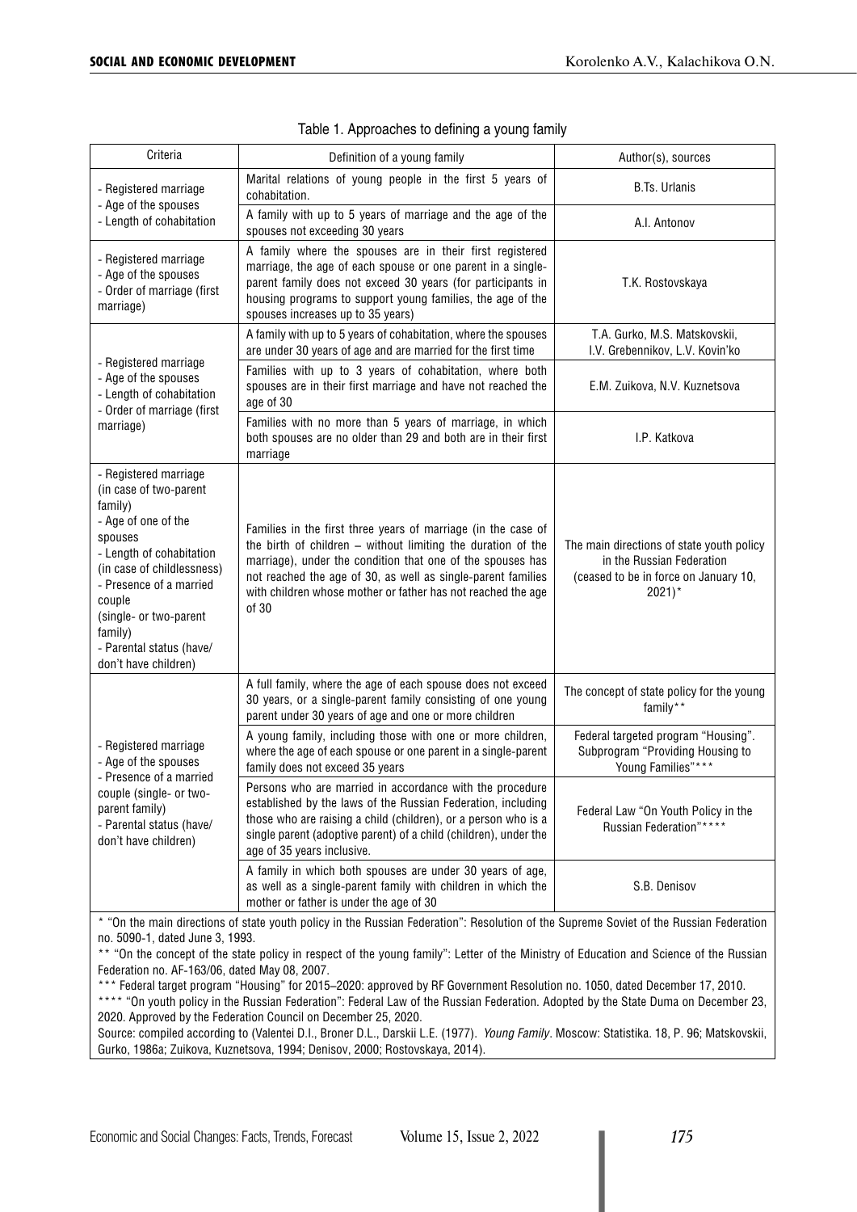Table 1. Approaches to defining a young family

| Criteria | Definition of a young family | Author(s), sources |
|---|---|---|
| - Registered marriage<br>- Age of the spouses<br>- Length of cohabitation | Marital relations of young people in the first 5 years of cohabitation. | B.Ts. Urlanis |
| | A family with up to 5 years of marriage and the age of the spouses not exceeding 30 years | A.I. Antonov |
| - Registered marriage<br>- Age of the spouses<br>- Order of marriage (first marriage) | A family where the spouses are in their first registered marriage, the age of each spouse or one parent in a single-parent family does not exceed 30 years (for participants in housing programs to support young families, the age of the spouses increases up to 35 years) | T.K. Rostovskaya |
| - Registered marriage<br>- Age of the spouses<br>- Length of cohabitation<br>- Order of marriage (first marriage) | A family with up to 5 years of cohabitation, where the spouses are under 30 years of age and are married for the first time | T.A. Gurko, M.S. Matskovskii, I.V. Grebennikov, L.V. Kovin'ko |
| | Families with up to 3 years of cohabitation, where both spouses are in their first marriage and have not reached the age of 30 | E.M. Zuikova, N.V. Kuznetsova |
| | Families with no more than 5 years of marriage, in which both spouses are no older than 29 and both are in their first marriage | I.P. Katkova |
| - Registered marriage (in case of two-parent family)<br>- Age of one of the spouses<br>- Length of cohabitation (in case of childlessness)<br>- Presence of a married couple (single- or two-parent family)<br>- Parental status (have/don't have children) | Families in the first three years of marriage (in the case of the birth of children – without limiting the duration of the marriage), under the condition that one of the spouses has not reached the age of 30, as well as single-parent families with children whose mother or father has not reached the age of 30 | The main directions of state youth policy in the Russian Federation (ceased to be in force on January 10, 2021)* |
| - Registered marriage<br>- Age of the spouses<br>- Presence of a married couple (single- or two-parent family)<br>- Parental status (have/don't have children) | A full family, where the age of each spouse does not exceed 30 years, or a single-parent family consisting of one young parent under 30 years of age and one or more children | The concept of state policy for the young family** |
| | A young family, including those with one or more children, where the age of each spouse or one parent in a single-parent family does not exceed 35 years | Federal targeted program "Housing". Subprogram "Providing Housing to Young Families"*** |
| | Persons who are married in accordance with the procedure established by the laws of the Russian Federation, including those who are raising a child (children), or a person who is a single parent (adoptive parent) of a child (children), under the age of 35 years inclusive. | Federal Law "On Youth Policy in the Russian Federation"**** |
| | A family in which both spouses are under 30 years of age, as well as a single-parent family with children in which the mother or father is under the age of 30 | S.B. Denisov |

* "On the main directions of state youth policy in the Russian Federation": Resolution of the Supreme Soviet of the Russian Federation no. 5090-1, dated June 3, 1993.

** "On the concept of the state policy in respect of the young family": Letter of the Ministry of Education and Science of the Russian Federation no. AF-163/06, dated May 08, 2007.

*** Federal target program "Housing" for 2015–2020: approved by RF Government Resolution no. 1050, dated December 17, 2010.

**** "On youth policy in the Russian Federation": Federal Law of the Russian Federation. Adopted by the State Duma on December 23, 2020. Approved by the Federation Council on December 25, 2020.

Source: compiled according to (Valentei D.I., Broner D.L., Darskii L.E. (1977). *Young Family*. Moscow: Statistika. 18, P. 96; Matskovskii, Gurko, 1986a; Zuikova, Kuznetsova, 1994; Denisov, 2000; Rostovskaya, 2014).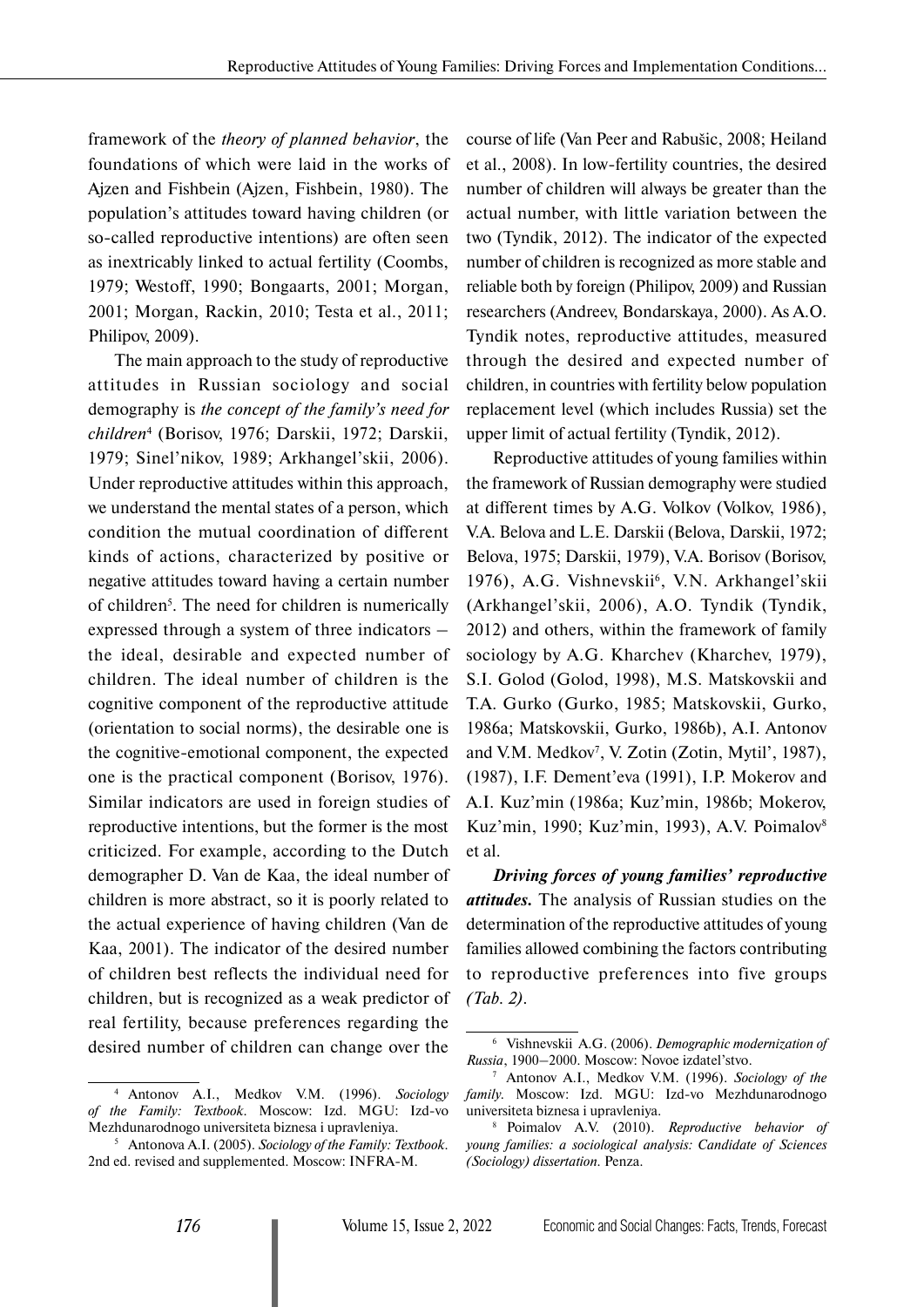framework of the *theory of planned behavior*, the foundations of which were laid in the works of Ajzen and Fishbein (Ajzen, Fishbein, 1980). The population's attitudes toward having children (or so-called reproductive intentions) are often seen as inextricably linked to actual fertility (Coombs, 1979; Westoff, 1990; Bongaarts, 2001; Morgan, 2001; Morgan, Rackin, 2010; Testa et al., 2011; Philipov, 2009).

The main approach to the study of reproductive attitudes in Russian sociology and social demography is *the concept of the family's need for children*[4] (Borisov, 1976; Darskii, 1972; Darskii, 1979; Sinel'nikov, 1989; Arkhangel'skii, 2006). Under reproductive attitudes within this approach, we understand the mental states of a person, which condition the mutual coordination of different kinds of actions, characterized by positive or negative attitudes toward having a certain number of children[5]. The need for children is numerically expressed through a system of three indicators – the ideal, desirable and expected number of children. The ideal number of children is the cognitive component of the reproductive attitude (orientation to social norms), the desirable one is the cognitive-emotional component, the expected one is the practical component (Borisov, 1976). Similar indicators are used in foreign studies of reproductive intentions, but the former is the most criticized. For example, according to the Dutch demographer D. Van de Kaa, the ideal number of children is more abstract, so it is poorly related to the actual experience of having children (Van de Kaa, 2001). The indicator of the desired number of children best reflects the individual need for children, but is recognized as a weak predictor of real fertility, because preferences regarding the desired number of children can change over the course of life (Van Peer and Rabušic, 2008; Heiland et al., 2008). In low-fertility countries, the desired number of children will always be greater than the actual number, with little variation between the two (Tyndik, 2012). The indicator of the expected number of children is recognized as more stable and reliable both by foreign (Philipov, 2009) and Russian researchers (Andreev, Bondarskaya, 2000). As A.O. Tyndik notes, reproductive attitudes, measured through the desired and expected number of children, in countries with fertility below population replacement level (which includes Russia) set the upper limit of actual fertility (Tyndik, 2012).

Reproductive attitudes of young families within the framework of Russian demography were studied at different times by A.G. Volkov (Volkov, 1986), V.A. Belova and L.E. Darskii (Belova, Darskii, 1972; Belova, 1975; Darskii, 1979), V.A. Borisov (Borisov, 1976), A.G. Vishnevskii[6], V.N. Arkhangel'skii (Arkhangel'skii, 2006), A.O. Tyndik (Tyndik, 2012) and others, within the framework of family sociology by A.G. Kharchev (Kharchev, 1979), S.I. Golod (Golod, 1998), M.S. Matskovskii and T.A. Gurko (Gurko, 1985; Matskovskii, Gurko, 1986a; Matskovskii, Gurko, 1986b), A.I. Antonov and V.M. Medkov[7], V. Zotin (Zotin, Mytil', 1987), (1987), I.F. Dement'eva (1991), I.P. Mokerov and A.I. Kuz'min (1986a; Kuz'min, 1986b; Mokerov, Kuz'min, 1990; Kuz'min, 1993), A.V. Poimalov[8] et al.

***Driving forces of young families' reproductive attitudes.*** The analysis of Russian studies on the determination of the reproductive attitudes of young families allowed combining the factors contributing to reproductive preferences into five groups *(Tab. 2)*.

---

[4] Antonov A.I., Medkov V.M. (1996). *Sociology of the Family: Textbook*. Moscow: Izd. MGU: Izd-vo Mezhdunarodnogo universiteta biznesa i upravleniya.

[5] Antonova A.I. (2005). *Sociology of the Family: Textbook*. 2nd ed. revised and supplemented. Moscow: INFRA-M.

[6] Vishnevskii A.G. (2006). *Demographic modernization of Russia*, 1900–2000. Moscow: Novoe izdatel'stvo.

[7] Antonov A.I., Medkov V.M. (1996). *Sociology of the family.* Moscow: Izd. MGU: Izd-vo Mezhdunarodnogo universiteta biznesa i upravleniya.

[8] Poimalov A.V. (2010). *Reproductive behavior of young families: a sociological analysis: Candidate of Sciences (Sociology) dissertation.* Penza.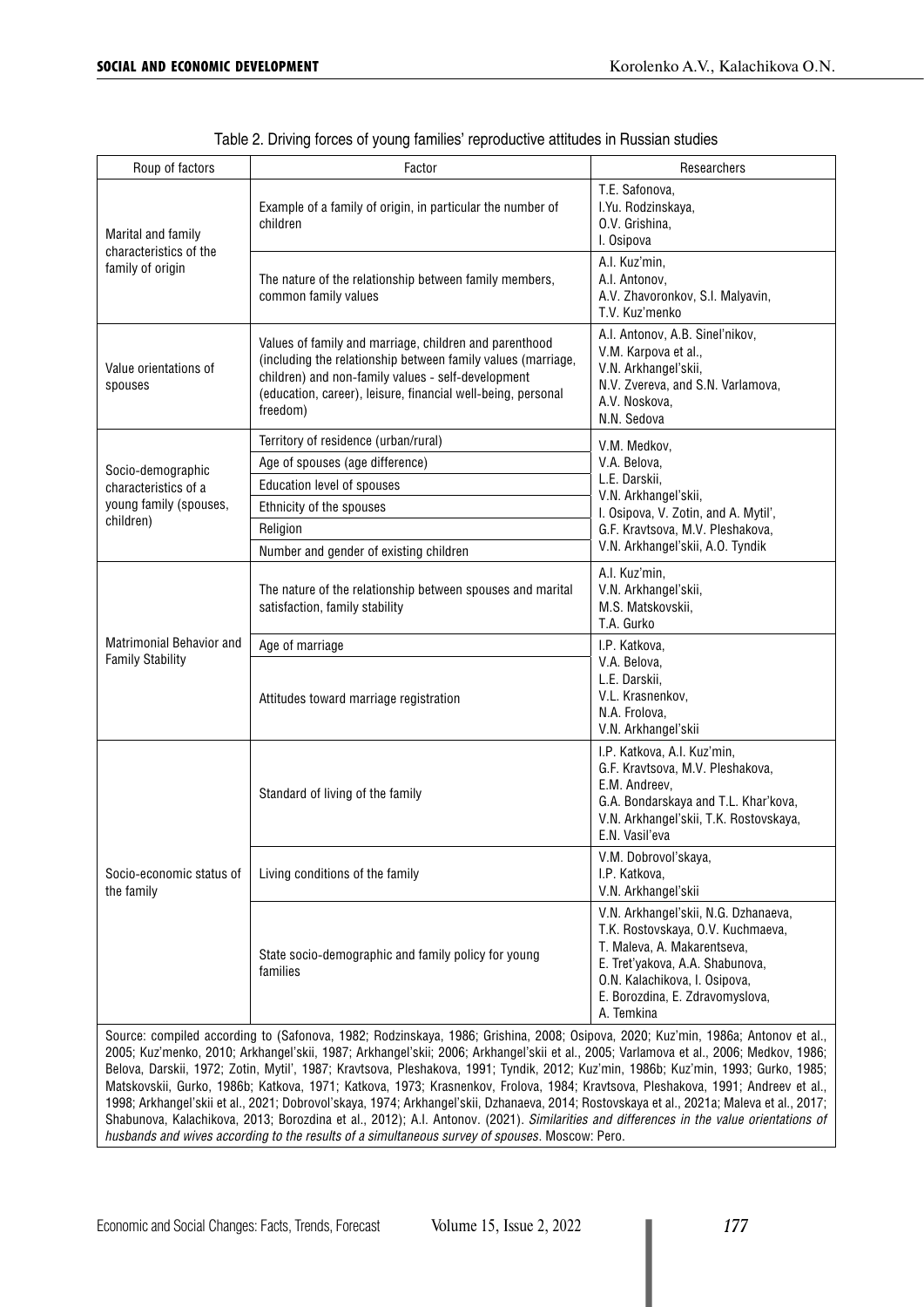Table 2. Driving forces of young families' reproductive attitudes in Russian studies

| Roup of factors | Factor | Researchers |
|---|---|---|
| Marital and family characteristics of the family of origin | Example of a family of origin, in particular the number of children | T.E. Safonova, I.Yu. Rodzinskaya, O.V. Grishina, I. Osipova |
| | The nature of the relationship between family members, common family values | A.I. Kuz'min, A.I. Antonov, A.V. Zhavoronkov, S.I. Malyavin, T.V. Kuz'menko |
| Value orientations of spouses | Values of family and marriage, children and parenthood (including the relationship between family values (marriage, children) and non-family values - self-development (education, career), leisure, financial well-being, personal freedom) | A.I. Antonov, A.B. Sinel'nikov, V.M. Karpova et al., V.N. Arkhangel'skii, N.V. Zvereva, and S.N. Varlamova, A.V. Noskova, N.N. Sedova |
| Socio-demographic characteristics of a young family (spouses, children) | Territory of residence (urban/rural) | V.M. Medkov, V.A. Belova, L.E. Darskii, V.N. Arkhangel'skii, I. Osipova, V. Zotin, and A. Mytil', G.F. Kravtsova, M.V. Pleshakova, V.N. Arkhangel'skii, A.O. Tyndik |
| | Age of spouses (age difference) | |
| | Education level of spouses | |
| | Ethnicity of the spouses | |
| | Religion | |
| | Number and gender of existing children | |
| Matrimonial Behavior and Family Stability | The nature of the relationship between spouses and marital satisfaction, family stability | A.I. Kuz'min, V.N. Arkhangel'skii, M.S. Matskovskii, T.A. Gurko |
| | Age of marriage | I.P. Katkova, V.A. Belova, L.E. Darskii, V.L. Krasnenkov, N.A. Frolova, V.N. Arkhangel'skii |
| | Attitudes toward marriage registration | |
| Socio-economic status of the family | Standard of living of the family | I.P. Katkova, A.I. Kuz'min, G.F. Kravtsova, M.V. Pleshakova, E.M. Andreev, G.A. Bondarskaya and T.L. Khar'kova, V.N. Arkhangel'skii, T.K. Rostovskaya, E.N. Vasil'eva |
| | Living conditions of the family | V.M. Dobrovol'skaya, I.P. Katkova, V.N. Arkhangel'skii |
| | State socio-demographic and family policy for young families | V.N. Arkhangel'skii, N.G. Dzhanaeva, T.K. Rostovskaya, O.V. Kuchmaeva, T. Maleva, A. Makarentseva, E. Tret'yakova, A.A. Shabunova, O.N. Kalachikova, I. Osipova, E. Borozdina, E. Zdravomyslova, A. Temkina |

Source: compiled according to (Safonova, 1982; Rodzinskaya, 1986; Grishina, 2008; Osipova, 2020; Kuz'min, 1986a; Antonov et al., 2005; Kuz'menko, 2010; Arkhangel'skii, 1987; Arkhangel'skii; 2006; Arkhangel'skii et al., 2005; Varlamova et al., 2006; Medkov, 1986; Belova, Darskii, 1972; Zotin, Mytil', 1987; Kravtsova, Pleshakova, 1991; Tyndik, 2012; Kuz'min, 1986b; Kuz'min, 1993; Gurko, 1985; Matskovskii, Gurko, 1986b; Katkova, 1971; Katkova, 1973; Krasnenkov, Frolova, 1984; Kravtsova, Pleshakova, 1991; Andreev et al., 1998; Arkhangel'skii et al., 2021; Dobrovol'skaya, 1974; Arkhangel'skii, Dzhanaeva, 2014; Rostovskaya et al., 2021a; Maleva et al., 2017; Shabunova, Kalachikova, 2013; Borozdina et al., 2012); A.I. Antonov. (2021). *Similarities and differences in the value orientations of husbands and wives according to the results of a simultaneous survey of spouses*. Moscow: Pero.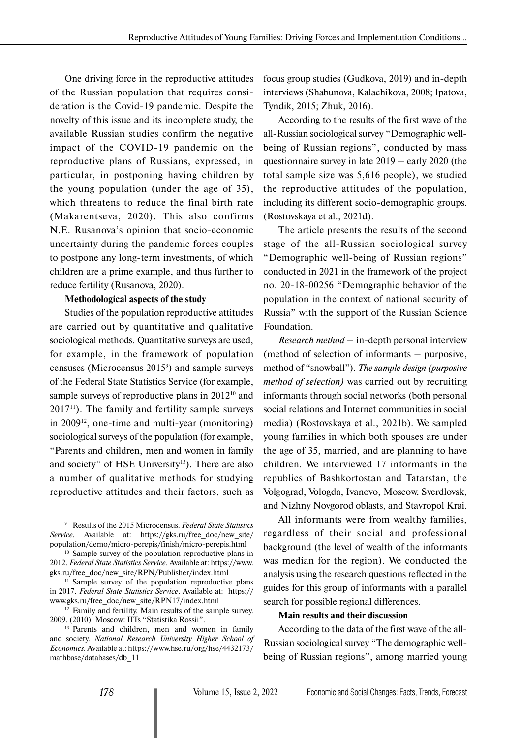One driving force in the reproductive attitudes of the Russian population that requires consideration is the Covid-19 pandemic. Despite the novelty of this issue and its incomplete study, the available Russian studies confirm the negative impact of the COVID-19 pandemic on the reproductive plans of Russians, expressed, in particular, in postponing having children by the young population (under the age of 35), which threatens to reduce the final birth rate (Makarentseva, 2020). This also confirms N.E. Rusanova's opinion that socio-economic uncertainty during the pandemic forces couples to postpone any long-term investments, of which children are a prime example, and thus further to reduce fertility (Rusanova, 2020).

**Methodological aspects of the study**

Studies of the population reproductive attitudes are carried out by quantitative and qualitative sociological methods. Quantitative surveys are used, for example, in the framework of population censuses (Microcensus 2015[9]) and sample surveys of the Federal State Statistics Service (for example, sample surveys of reproductive plans in 2012[10] and 2017[11]). The family and fertility sample surveys in 2009[12], one-time and multi-year (monitoring) sociological surveys of the population (for example, "Parents and children, men and women in family and society" of HSE University[13]). There are also a number of qualitative methods for studying reproductive attitudes and their factors, such as focus group studies (Gudkova, 2019) and in-depth interviews (Shabunova, Kalachikova, 2008; Ipatova, Tyndik, 2015; Zhuk, 2016).

According to the results of the first wave of the all-Russian sociological survey "Demographic well-being of Russian regions", conducted by mass questionnaire survey in late 2019 – early 2020 (the total sample size was 5,616 people), we studied the reproductive attitudes of the population, including its different socio-demographic groups. (Rostovskaya et al., 2021d).

The article presents the results of the second stage of the all-Russian sociological survey "Demographic well-being of Russian regions" conducted in 2021 in the framework of the project no. 20-18-00256 "Demographic behavior of the population in the context of national security of Russia" with the support of the Russian Science Foundation.

*Research method* – in-depth personal interview (method of selection of informants – purposive, method of "snowball"). *The sample design (purposive method of selection)* was carried out by recruiting informants through social networks (both personal social relations and Internet communities in social media) (Rostovskaya et al., 2021b). We sampled young families in which both spouses are under the age of 35, married, and are planning to have children. We interviewed 17 informants in the republics of Bashkortostan and Tatarstan, the Volgograd, Vologda, Ivanovo, Moscow, Sverdlovsk, and Nizhny Novgorod oblasts, and Stavropol Krai.

All informants were from wealthy families, regardless of their social and professional background (the level of wealth of the informants was median for the region). We conducted the analysis using the research questions reflected in the guides for this group of informants with a parallel search for possible regional differences.

**Main results and their discussion**

According to the data of the first wave of the all-Russian sociological survey "The demographic well-being of Russian regions", among married young

---

[9] Results of the 2015 Microcensus. *Federal State Statistics Service*. Available at: https://gks.ru/free_doc/new_site/population/demo/micro-perepis/finish/micro-perepis.html

[10] Sample survey of the population reproductive plans in 2012. *Federal State Statistics Service*. Available at: https://www.gks.ru/free_doc/new_site/RPN/Publisher/index.html

[11] Sample survey of the population reproductive plans in 2017. *Federal State Statistics Service*. Available at: https://www.gks.ru/free_doc/new_site/RPN17/index.html

[12] Family and fertility. Main results of the sample survey. 2009. (2010). Moscow: IITs "Statistika Rossii".

[13] Parents and children, men and women in family and society. *National Research University Higher School of Economics*. Available at: https://www.hse.ru/org/hse/4432173/mathbase/databases/db_11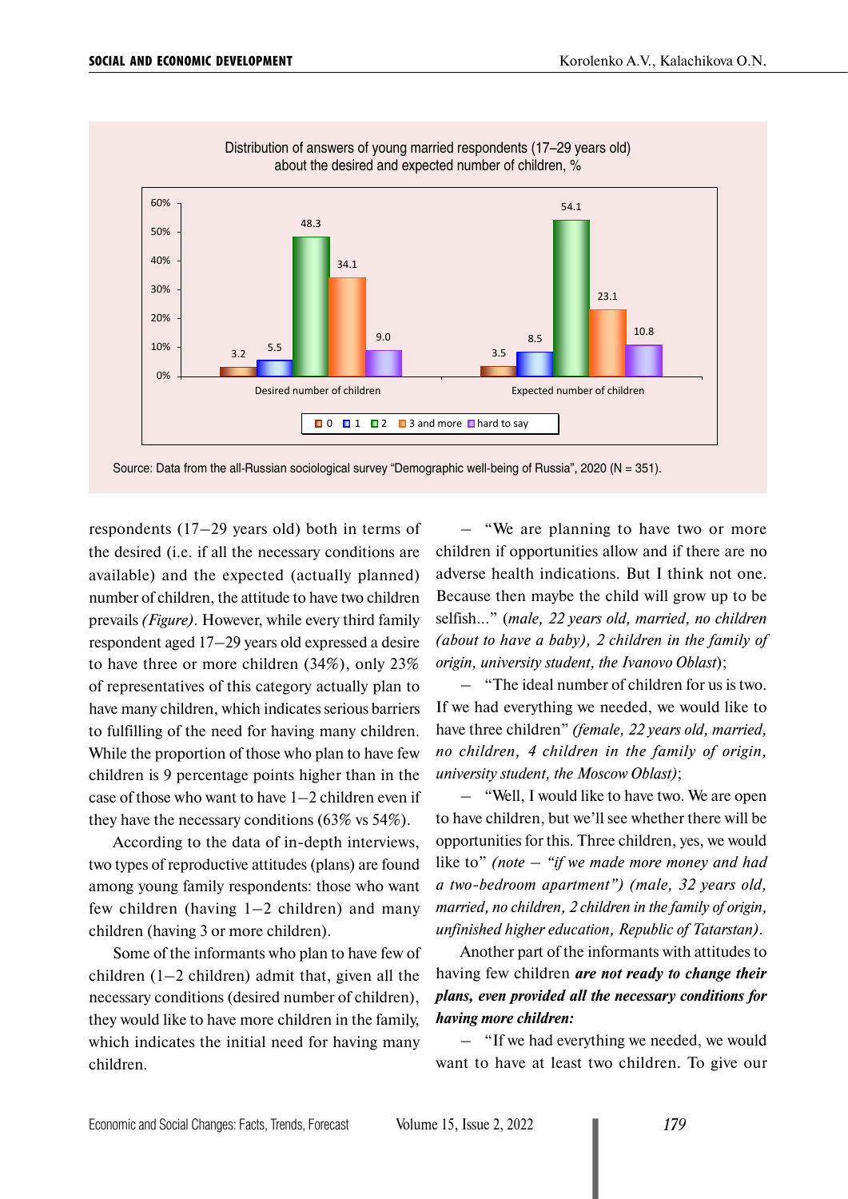Distribution of answers of young married respondents (17–29 years old) about the desired and expected number of children, %

| | 0 | 1 | 2 | 3 and more | hard to say |
|---|---|---|---|---|---|
| Desired number of children | 3.2 | 5.5 | 48.3 | 34.1 | 9.0 |
| Expected number of children | 3.5 | 8.5 | 54.1 | 23.1 | 10.8 |

Source: Data from the all-Russian sociological survey "Demographic well-being of Russia", 2020 (N = 351).

respondents (17–29 years old) both in terms of the desired (i.e. if all the necessary conditions are available) and the expected (actually planned) number of children, the attitude to have two children prevails *(Figure)*. However, while every third family respondent aged 17–29 years old expressed a desire to have three or more children (34%), only 23% of representatives of this category actually plan to have many children, which indicates serious barriers to fulfilling of the need for having many children. While the proportion of those who plan to have few children is 9 percentage points higher than in the case of those who want to have 1–2 children even if they have the necessary conditions (63% vs 54%).

According to the data of in-depth interviews, two types of reproductive attitudes (plans) are found among young family respondents: those who want few children (having 1–2 children) and many children (having 3 or more children).

Some of the informants who plan to have few of children (1–2 children) admit that, given all the necessary conditions (desired number of children), they would like to have more children in the family, which indicates the initial need for having many children.

– "We are planning to have two or more children if opportunities allow and if there are no adverse health indications. But I think not one. Because then maybe the child will grow up to be selfish..." (*male, 22 years old, married, no children (about to have a baby), 2 children in the family of origin, university student, the Ivanovo Oblast*);

– "The ideal number of children for us is two. If we had everything we needed, we would like to have three children" *(female, 22 years old, married, no children, 4 children in the family of origin, university student, the Moscow Oblast)*;

– "Well, I would like to have two. We are open to have children, but we'll see whether there will be opportunities for this. Three children, yes, we would like to" *(note – "if we made more money and had a two-bedroom apartment") (male, 32 years old, married, no children, 2 children in the family of origin, unfinished higher education, Republic of Tatarstan)*.

Another part of the informants with attitudes to having few children ***are not ready to change their plans, even provided all the necessary conditions for having more children:***

– "If we had everything we needed, we would want to have at least two children. To give our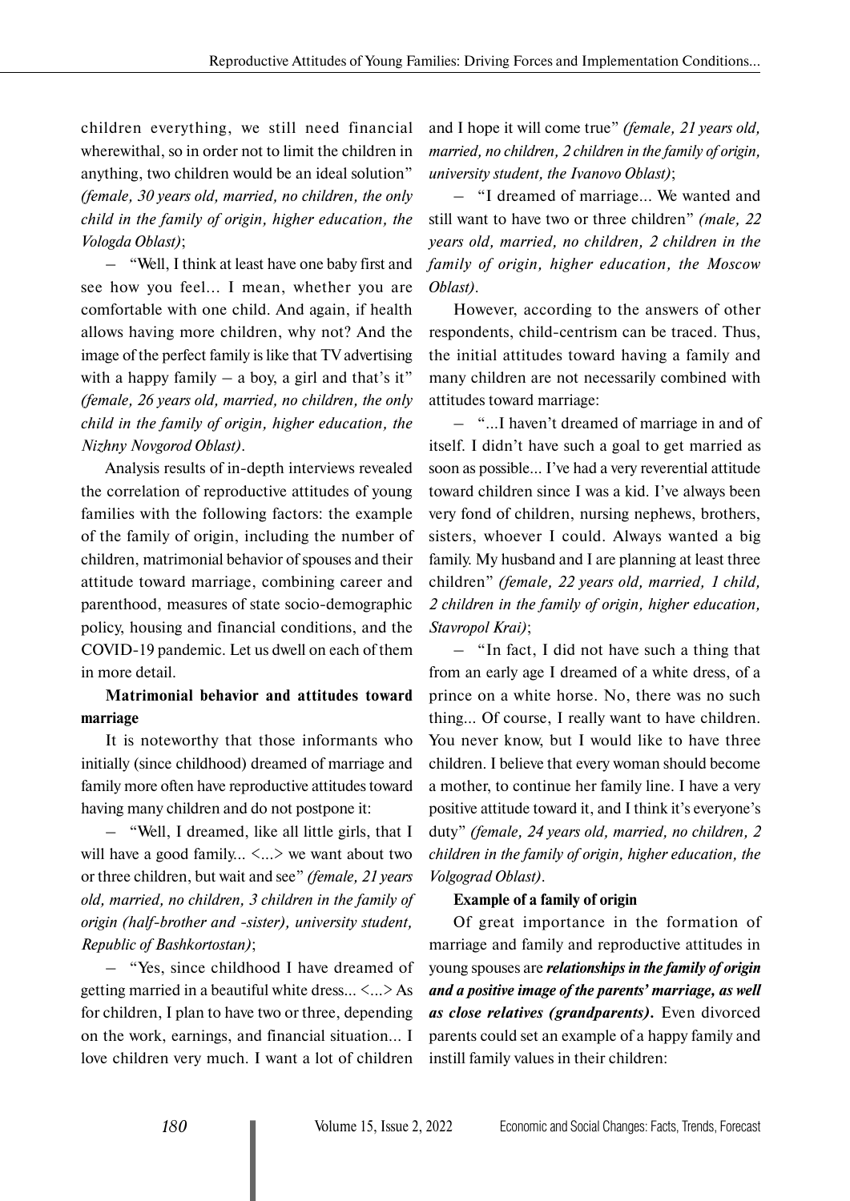children everything, we still need financial wherewithal, so in order not to limit the children in anything, two children would be an ideal solution" *(female, 30 years old, married, no children, the only child in the family of origin, higher education, the Vologda Oblast)*;

– "Well, I think at least have one baby first and see how you feel... I mean, whether you are comfortable with one child. And again, if health allows having more children, why not? And the image of the perfect family is like that TV advertising with a happy family – a boy, a girl and that's it" *(female, 26 years old, married, no children, the only child in the family of origin, higher education, the Nizhny Novgorod Oblast)*.

Analysis results of in-depth interviews revealed the correlation of reproductive attitudes of young families with the following factors: the example of the family of origin, including the number of children, matrimonial behavior of spouses and their attitude toward marriage, combining career and parenthood, measures of state socio-demographic policy, housing and financial conditions, and the COVID-19 pandemic. Let us dwell on each of them in more detail.

**Matrimonial behavior and attitudes toward marriage**

It is noteworthy that those informants who initially (since childhood) dreamed of marriage and family more often have reproductive attitudes toward having many children and do not postpone it:

– "Well, I dreamed, like all little girls, that I will have a good family... <...> we want about two or three children, but wait and see" *(female, 21 years old, married, no children, 3 children in the family of origin (half-brother and -sister), university student, Republic of Bashkortostan)*;

– "Yes, since childhood I have dreamed of getting married in a beautiful white dress... <...> As for children, I plan to have two or three, depending on the work, earnings, and financial situation... I love children very much. I want a lot of children and I hope it will come true" *(female, 21 years old, married, no children, 2 children in the family of origin, university student, the Ivanovo Oblast)*;

– "I dreamed of marriage... We wanted and still want to have two or three children" *(male, 22 years old, married, no children, 2 children in the family of origin, higher education, the Moscow Oblast)*.

However, according to the answers of other respondents, child-centrism can be traced. Thus, the initial attitudes toward having a family and many children are not necessarily combined with attitudes toward marriage:

– "...I haven't dreamed of marriage in and of itself. I didn't have such a goal to get married as soon as possible... I've had a very reverential attitude toward children since I was a kid. I've always been very fond of children, nursing nephews, brothers, sisters, whoever I could. Always wanted a big family. My husband and I are planning at least three children" *(female, 22 years old, married, 1 child, 2 children in the family of origin, higher education, Stavropol Krai)*;

– "In fact, I did not have such a thing that from an early age I dreamed of a white dress, of a prince on a white horse. No, there was no such thing... Of course, I really want to have children. You never know, but I would like to have three children. I believe that every woman should become a mother, to continue her family line. I have a very positive attitude toward it, and I think it's everyone's duty" *(female, 24 years old, married, no children, 2 children in the family of origin, higher education, the Volgograd Oblast)*.

**Example of a family of origin**

Of great importance in the formation of marriage and family and reproductive attitudes in young spouses are ***relationships in the family of origin and a positive image of the parents' marriage, as well as close relatives (grandparents).*** Even divorced parents could set an example of a happy family and instill family values in their children: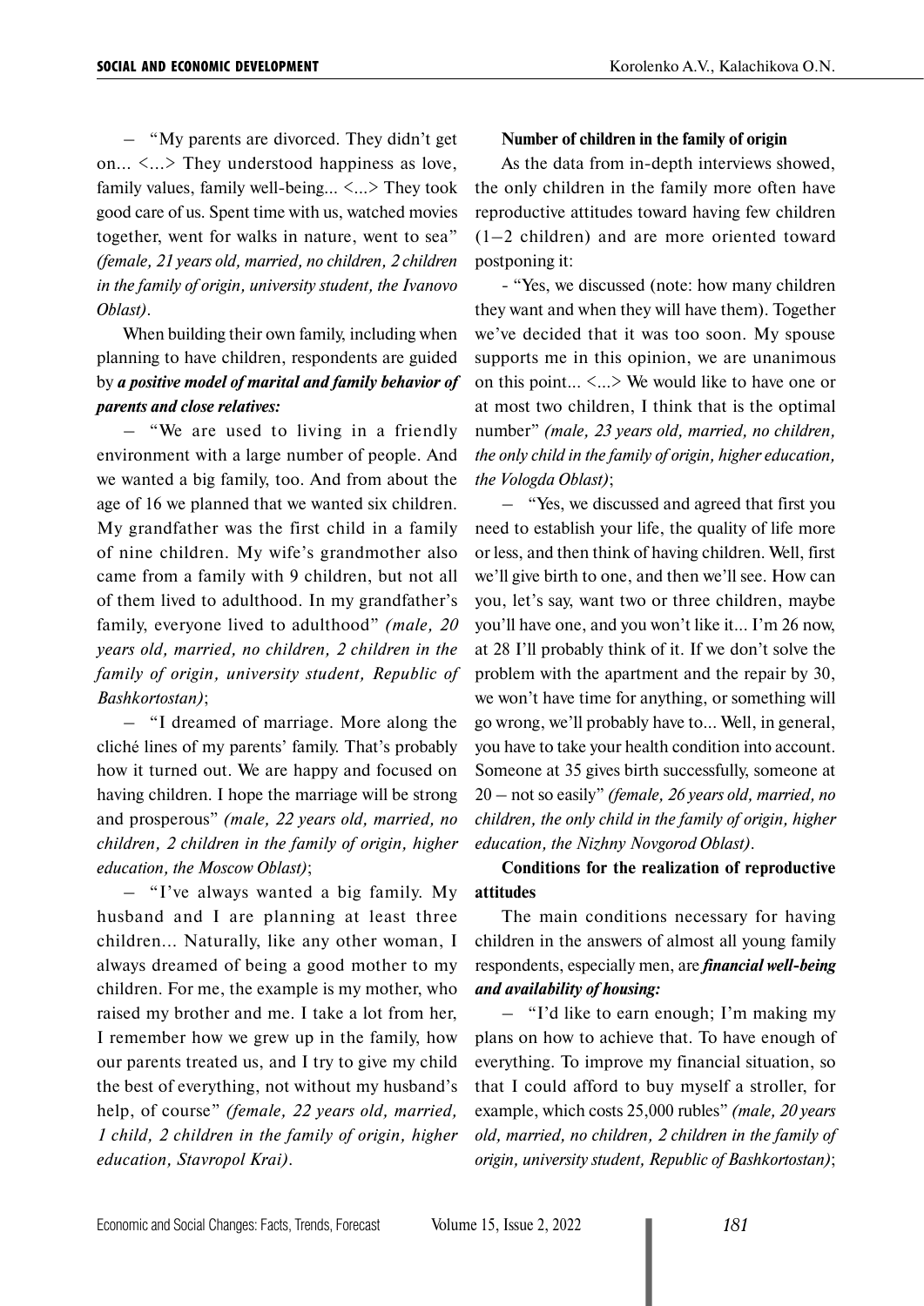– "My parents are divorced. They didn't get on... <...> They understood happiness as love, family values, family well-being... <...> They took good care of us. Spent time with us, watched movies together, went for walks in nature, went to sea" *(female, 21 years old, married, no children, 2 children in the family of origin, university student, the Ivanovo Oblast)*.

When building their own family, including when planning to have children, respondents are guided by ***a positive model of marital and family behavior of parents and close relatives:***

– "We are used to living in a friendly environment with a large number of people. And we wanted a big family, too. And from about the age of 16 we planned that we wanted six children. My grandfather was the first child in a family of nine children. My wife's grandmother also came from a family with 9 children, but not all of them lived to adulthood. In my grandfather's family, everyone lived to adulthood" *(male, 20 years old, married, no children, 2 children in the family of origin, university student, Republic of Bashkortostan)*;

– "I dreamed of marriage. More along the cliché lines of my parents' family. That's probably how it turned out. We are happy and focused on having children. I hope the marriage will be strong and prosperous" *(male, 22 years old, married, no children, 2 children in the family of origin, higher education, the Moscow Oblast)*;

– "I've always wanted a big family. My husband and I are planning at least three children... Naturally, like any other woman, I always dreamed of being a good mother to my children. For me, the example is my mother, who raised my brother and me. I take a lot from her, I remember how we grew up in the family, how our parents treated us, and I try to give my child the best of everything, not without my husband's help, of course" *(female, 22 years old, married, 1 child, 2 children in the family of origin, higher education, Stavropol Krai)*.

**Number of children in the family of origin**

As the data from in-depth interviews showed, the only children in the family more often have reproductive attitudes toward having few children (1–2 children) and are more oriented toward postponing it:

- "Yes, we discussed (note: how many children they want and when they will have them). Together we've decided that it was too soon. My spouse supports me in this opinion, we are unanimous on this point... <...> We would like to have one or at most two children, I think that is the optimal number" *(male, 23 years old, married, no children, the only child in the family of origin, higher education, the Vologda Oblast)*;

– "Yes, we discussed and agreed that first you need to establish your life, the quality of life more or less, and then think of having children. Well, first we'll give birth to one, and then we'll see. How can you, let's say, want two or three children, maybe you'll have one, and you won't like it... I'm 26 now, at 28 I'll probably think of it. If we don't solve the problem with the apartment and the repair by 30, we won't have time for anything, or something will go wrong, we'll probably have to... Well, in general, you have to take your health condition into account. Someone at 35 gives birth successfully, someone at 20 – not so easily" *(female, 26 years old, married, no children, the only child in the family of origin, higher education, the Nizhny Novgorod Oblast)*.

**Conditions for the realization of reproductive attitudes**

The main conditions necessary for having children in the answers of almost all young family respondents, especially men, are ***financial well-being and availability of housing:***

– "I'd like to earn enough; I'm making my plans on how to achieve that. To have enough of everything. To improve my financial situation, so that I could afford to buy myself a stroller, for example, which costs 25,000 rubles" *(male, 20 years old, married, no children, 2 children in the family of origin, university student, Republic of Bashkortostan)*;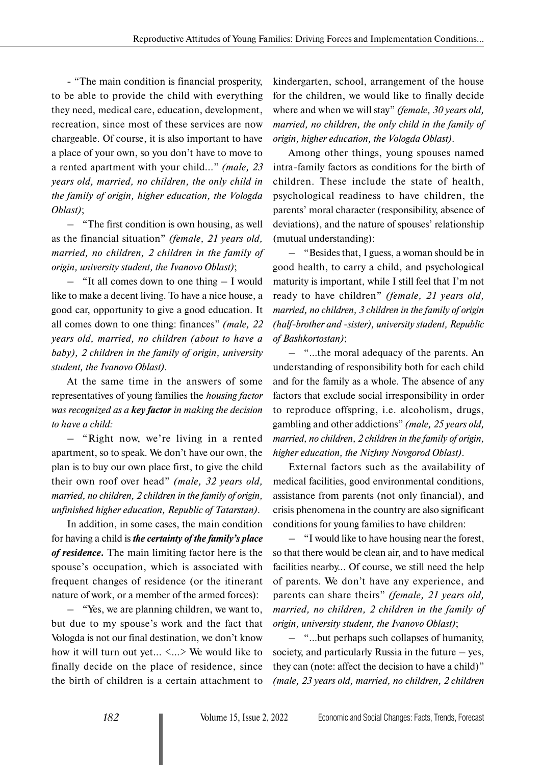- "The main condition is financial prosperity, to be able to provide the child with everything they need, medical care, education, development, recreation, since most of these services are now chargeable. Of course, it is also important to have a place of your own, so you don't have to move to a rented apartment with your child..." *(male, 23 years old, married, no children, the only child in the family of origin, higher education, the Vologda Oblast)*;

– "The first condition is own housing, as well as the financial situation" *(female, 21 years old, married, no children, 2 children in the family of origin, university student, the Ivanovo Oblast)*;

– "It all comes down to one thing – I would like to make a decent living. To have a nice house, a good car, opportunity to give a good education. It all comes down to one thing: finances" *(male, 22 years old, married, no children (about to have a baby), 2 children in the family of origin, university student, the Ivanovo Oblast)*.

At the same time in the answers of some representatives of young families the *housing factor was recognized as a **key factor** in making the decision to have a child:*

– "Right now, we're living in a rented apartment, so to speak. We don't have our own, the plan is to buy our own place first, to give the child their own roof over head" *(male, 32 years old, married, no children, 2 children in the family of origin, unfinished higher education, Republic of Tatarstan)*.

In addition, in some cases, the main condition for having a child is ***the certainty of the family's place of residence***. The main limiting factor here is the spouse's occupation, which is associated with frequent changes of residence (or the itinerant nature of work, or a member of the armed forces):

– "Yes, we are planning children, we want to, but due to my spouse's work and the fact that Vologda is not our final destination, we don't know how it will turn out yet... <...> We would like to finally decide on the place of residence, since the birth of children is a certain attachment to kindergarten, school, arrangement of the house for the children, we would like to finally decide where and when we will stay" *(female, 30 years old, married, no children, the only child in the family of origin, higher education, the Vologda Oblast)*.

Among other things, young spouses named intra-family factors as conditions for the birth of children. These include the state of health, psychological readiness to have children, the parents' moral character (responsibility, absence of deviations), and the nature of spouses' relationship (mutual understanding):

– "Besides that, I guess, a woman should be in good health, to carry a child, and psychological maturity is important, while I still feel that I'm not ready to have children" *(female, 21 years old, married, no children, 3 children in the family of origin (half-brother and -sister), university student, Republic of Bashkortostan)*;

– "...the moral adequacy of the parents. An understanding of responsibility both for each child and for the family as a whole. The absence of any factors that exclude social irresponsibility in order to reproduce offspring, i.e. alcoholism, drugs, gambling and other addictions" *(male, 25 years old, married, no children, 2 children in the family of origin, higher education, the Nizhny Novgorod Oblast)*.

External factors such as the availability of medical facilities, good environmental conditions, assistance from parents (not only financial), and crisis phenomena in the country are also significant conditions for young families to have children:

– "I would like to have housing near the forest, so that there would be clean air, and to have medical facilities nearby... Of course, we still need the help of parents. We don't have any experience, and parents can share theirs" *(female, 21 years old, married, no children, 2 children in the family of origin, university student, the Ivanovo Oblast)*;

– "...but perhaps such collapses of humanity, society, and particularly Russia in the future – yes, they can (note: affect the decision to have a child)" *(male, 23 years old, married, no children, 2 children*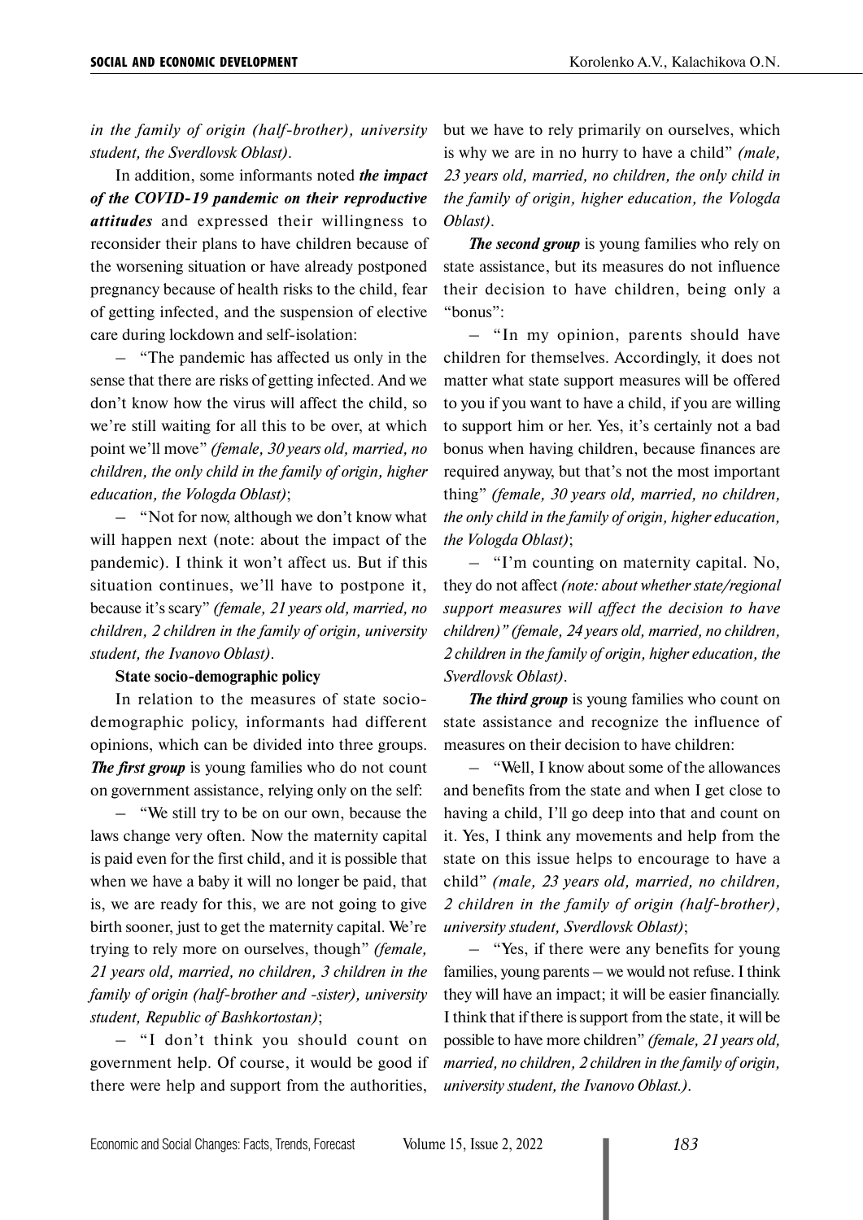*in the family of origin (half-brother), university student, the Sverdlovsk Oblast)*.

In addition, some informants noted ***the impact of the COVID-19 pandemic on their reproductive attitudes*** and expressed their willingness to reconsider their plans to have children because of the worsening situation or have already postponed pregnancy because of health risks to the child, fear of getting infected, and the suspension of elective care during lockdown and self-isolation:

– "The pandemic has affected us only in the sense that there are risks of getting infected. And we don't know how the virus will affect the child, so we're still waiting for all this to be over, at which point we'll move" *(female, 30 years old, married, no children, the only child in the family of origin, higher education, the Vologda Oblast)*;

– "Not for now, although we don't know what will happen next (note: about the impact of the pandemic). I think it won't affect us. But if this situation continues, we'll have to postpone it, because it's scary" *(female, 21 years old, married, no children, 2 children in the family of origin, university student, the Ivanovo Oblast)*.

**State socio-demographic policy**

In relation to the measures of state socio-demographic policy, informants had different opinions, which can be divided into three groups. ***The first group*** is young families who do not count on government assistance, relying only on the self:

– "We still try to be on our own, because the laws change very often. Now the maternity capital is paid even for the first child, and it is possible that when we have a baby it will no longer be paid, that is, we are ready for this, we are not going to give birth sooner, just to get the maternity capital. We're trying to rely more on ourselves, though" *(female, 21 years old, married, no children, 3 children in the family of origin (half-brother and -sister), university student, Republic of Bashkortostan)*;

– "I don't think you should count on government help. Of course, it would be good if there were help and support from the authorities, but we have to rely primarily on ourselves, which is why we are in no hurry to have a child" *(male, 23 years old, married, no children, the only child in the family of origin, higher education, the Vologda Oblast)*.

***The second group*** is young families who rely on state assistance, but its measures do not influence their decision to have children, being only a "bonus":

– "In my opinion, parents should have children for themselves. Accordingly, it does not matter what state support measures will be offered to you if you want to have a child, if you are willing to support him or her. Yes, it's certainly not a bad bonus when having children, because finances are required anyway, but that's not the most important thing" *(female, 30 years old, married, no children, the only child in the family of origin, higher education, the Vologda Oblast)*;

– "I'm counting on maternity capital. No, they do not affect *(note: about whether state/regional support measures will affect the decision to have children)" (female, 24 years old, married, no children, 2 children in the family of origin, higher education, the Sverdlovsk Oblast)*.

***The third group*** is young families who count on state assistance and recognize the influence of measures on their decision to have children:

– "Well, I know about some of the allowances and benefits from the state and when I get close to having a child, I'll go deep into that and count on it. Yes, I think any movements and help from the state on this issue helps to encourage to have a child" *(male, 23 years old, married, no children, 2 children in the family of origin (half-brother), university student, Sverdlovsk Oblast)*;

– "Yes, if there were any benefits for young families, young parents – we would not refuse. I think they will have an impact; it will be easier financially. I think that if there is support from the state, it will be possible to have more children" *(female, 21 years old, married, no children, 2 children in the family of origin, university student, the Ivanovo Oblast.)*.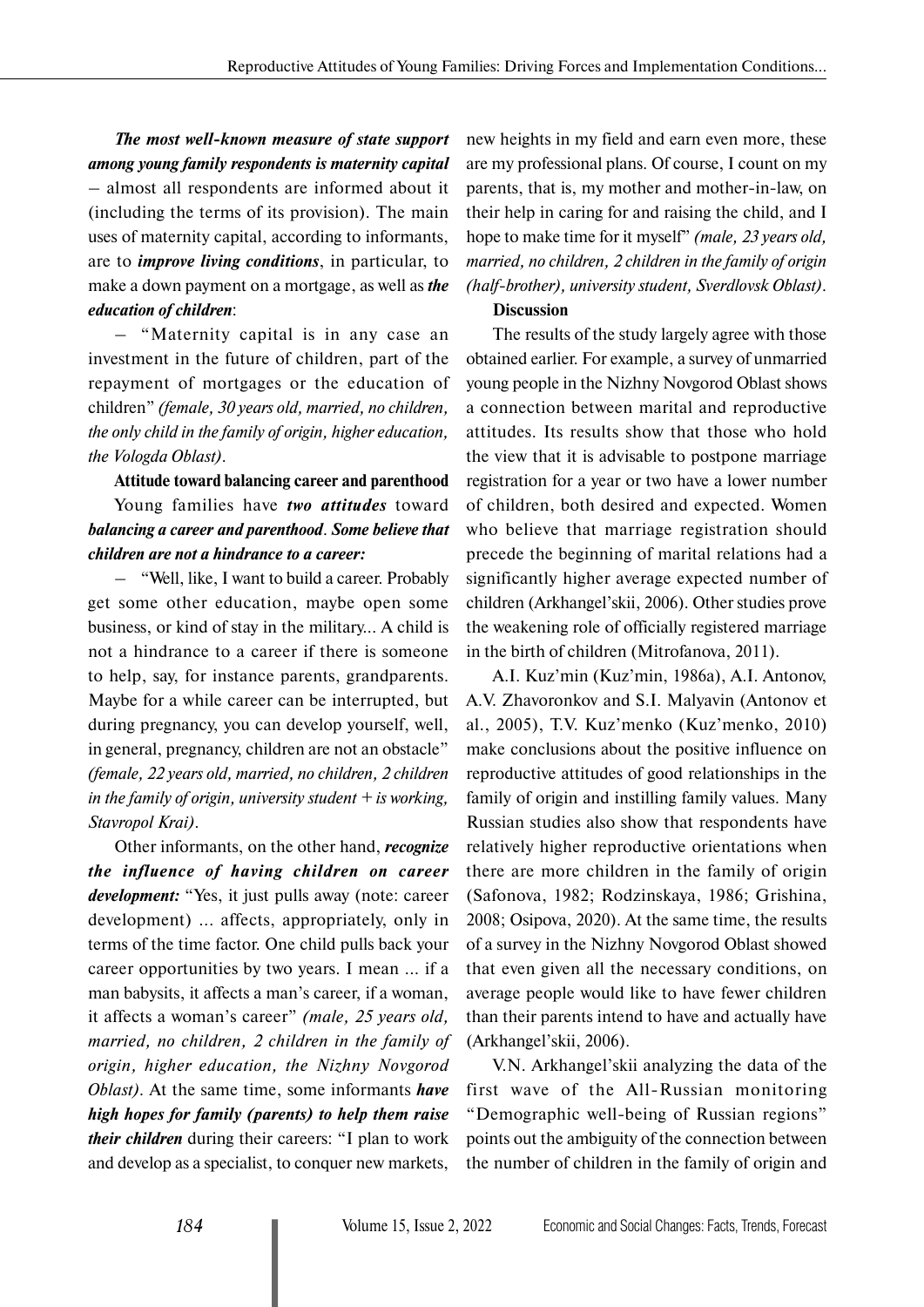***The most well-known measure of state support among young family respondents is maternity capital*** – almost all respondents are informed about it (including the terms of its provision). The main uses of maternity capital, according to informants, are to ***improve living conditions***, in particular, to make a down payment on a mortgage, as well as ***the education of children***:

– "Maternity capital is in any case an investment in the future of children, part of the repayment of mortgages or the education of children" *(female, 30 years old, married, no children, the only child in the family of origin, higher education, the Vologda Oblast)*.

**Attitude toward balancing career and parenthood**

Young families have ***two attitudes*** toward ***balancing a career and parenthood***. ***Some believe that children are not a hindrance to a career:***

– "Well, like, I want to build a career. Probably get some other education, maybe open some business, or kind of stay in the military... A child is not a hindrance to a career if there is someone to help, say, for instance parents, grandparents. Maybe for a while career can be interrupted, but during pregnancy, you can develop yourself, well, in general, pregnancy, children are not an obstacle" *(female, 22 years old, married, no children, 2 children in the family of origin, university student + is working, Stavropol Krai)*.

Other informants, on the other hand, ***recognize the influence of having children on career development:*** "Yes, it just pulls away (note: career development) ... affects, appropriately, only in terms of the time factor. One child pulls back your career opportunities by two years. I mean ... if a man babysits, it affects a man's career, if a woman, it affects a woman's career" *(male, 25 years old, married, no children, 2 children in the family of origin, higher education, the Nizhny Novgorod Oblast)*. At the same time, some informants ***have high hopes for family (parents) to help them raise their children*** during their careers: "I plan to work and develop as a specialist, to conquer new markets, new heights in my field and earn even more, these are my professional plans. Of course, I count on my parents, that is, my mother and mother-in-law, on their help in caring for and raising the child, and I hope to make time for it myself" *(male, 23 years old, married, no children, 2 children in the family of origin (half-brother), university student, Sverdlovsk Oblast)*.

**Discussion**

The results of the study largely agree with those obtained earlier. For example, a survey of unmarried young people in the Nizhny Novgorod Oblast shows a connection between marital and reproductive attitudes. Its results show that those who hold the view that it is advisable to postpone marriage registration for a year or two have a lower number of children, both desired and expected. Women who believe that marriage registration should precede the beginning of marital relations had a significantly higher average expected number of children (Arkhangel'skii, 2006). Other studies prove the weakening role of officially registered marriage in the birth of children (Mitrofanova, 2011).

A.I. Kuz'min (Kuz'min, 1986a), A.I. Antonov, A.V. Zhavoronkov and S.I. Malyavin (Antonov et al., 2005), T.V. Kuz'menko (Kuz'menko, 2010) make conclusions about the positive influence on reproductive attitudes of good relationships in the family of origin and instilling family values. Many Russian studies also show that respondents have relatively higher reproductive orientations when there are more children in the family of origin (Safonova, 1982; Rodzinskaya, 1986; Grishina, 2008; Osipova, 2020). At the same time, the results of a survey in the Nizhny Novgorod Oblast showed that even given all the necessary conditions, on average people would like to have fewer children than their parents intend to have and actually have (Arkhangel'skii, 2006).

V.N. Arkhangel'skii analyzing the data of the first wave of the All-Russian monitoring "Demographic well-being of Russian regions" points out the ambiguity of the connection between the number of children in the family of origin and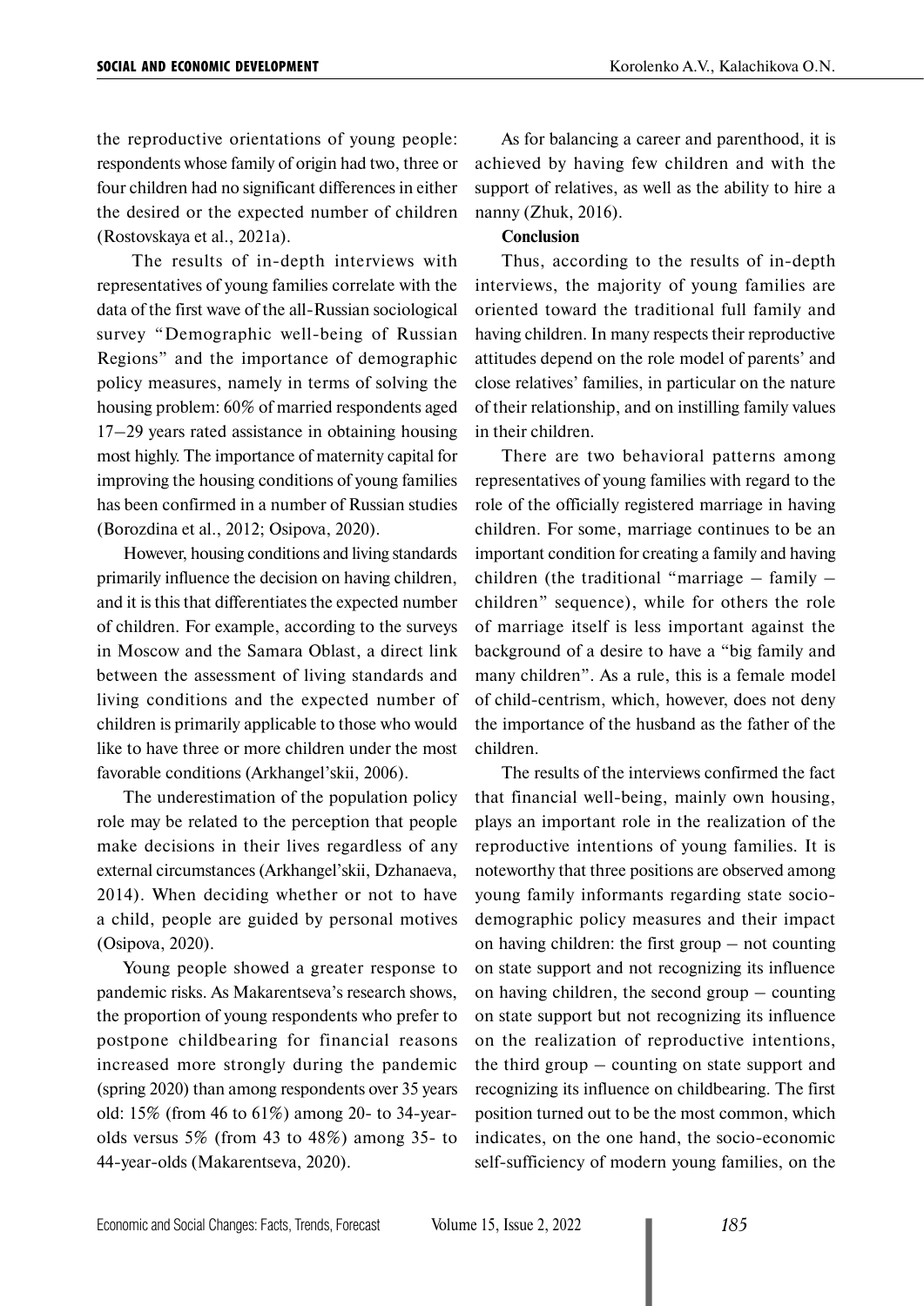the reproductive orientations of young people: respondents whose family of origin had two, three or four children had no significant differences in either the desired or the expected number of children (Rostovskaya et al., 2021a).

The results of in-depth interviews with representatives of young families correlate with the data of the first wave of the all-Russian sociological survey "Demographic well-being of Russian Regions" and the importance of demographic policy measures, namely in terms of solving the housing problem: 60% of married respondents aged 17–29 years rated assistance in obtaining housing most highly. The importance of maternity capital for improving the housing conditions of young families has been confirmed in a number of Russian studies (Borozdina et al., 2012; Osipova, 2020).

However, housing conditions and living standards primarily influence the decision on having children, and it is this that differentiates the expected number of children. For example, according to the surveys in Moscow and the Samara Oblast, a direct link between the assessment of living standards and living conditions and the expected number of children is primarily applicable to those who would like to have three or more children under the most favorable conditions (Arkhangel'skii, 2006).

The underestimation of the population policy role may be related to the perception that people make decisions in their lives regardless of any external circumstances (Arkhangel'skii, Dzhanaeva, 2014). When deciding whether or not to have a child, people are guided by personal motives (Osipova, 2020).

Young people showed a greater response to pandemic risks. As Makarentseva's research shows, the proportion of young respondents who prefer to postpone childbearing for financial reasons increased more strongly during the pandemic (spring 2020) than among respondents over 35 years old: 15% (from 46 to 61%) among 20- to 34-year-olds versus 5% (from 43 to 48%) among 35- to 44-year-olds (Makarentseva, 2020).

As for balancing a career and parenthood, it is achieved by having few children and with the support of relatives, as well as the ability to hire a nanny (Zhuk, 2016).

**Conclusion**

Thus, according to the results of in-depth interviews, the majority of young families are oriented toward the traditional full family and having children. In many respects their reproductive attitudes depend on the role model of parents' and close relatives' families, in particular on the nature of their relationship, and on instilling family values in their children.

There are two behavioral patterns among representatives of young families with regard to the role of the officially registered marriage in having children. For some, marriage continues to be an important condition for creating a family and having children (the traditional "marriage – family – children" sequence), while for others the role of marriage itself is less important against the background of a desire to have a "big family and many children". As a rule, this is a female model of child-centrism, which, however, does not deny the importance of the husband as the father of the children.

The results of the interviews confirmed the fact that financial well-being, mainly own housing, plays an important role in the realization of the reproductive intentions of young families. It is noteworthy that three positions are observed among young family informants regarding state socio-demographic policy measures and their impact on having children: the first group – not counting on state support and not recognizing its influence on having children, the second group – counting on state support but not recognizing its influence on the realization of reproductive intentions, the third group – counting on state support and recognizing its influence on childbearing. The first position turned out to be the most common, which indicates, on the one hand, the socio-economic self-sufficiency of modern young families, on the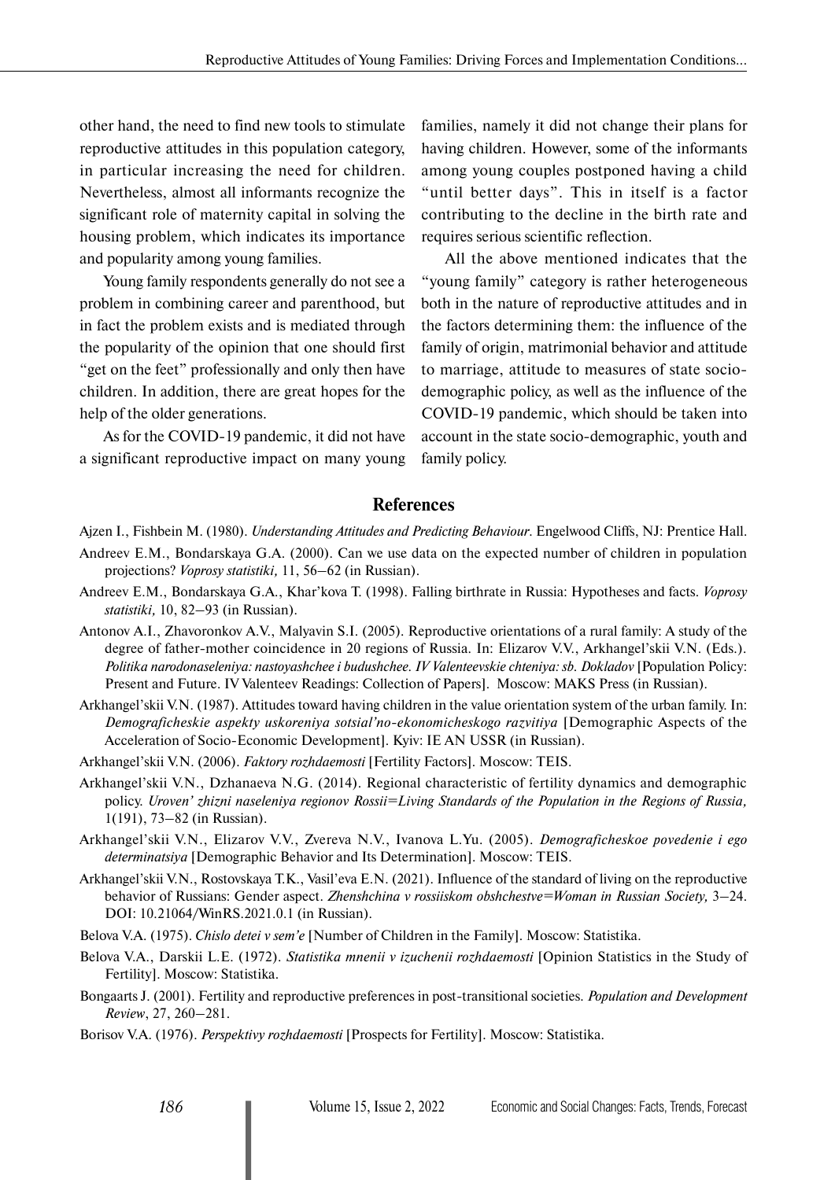other hand, the need to find new tools to stimulate reproductive attitudes in this population category, in particular increasing the need for children. Nevertheless, almost all informants recognize the significant role of maternity capital in solving the housing problem, which indicates its importance and popularity among young families.

Young family respondents generally do not see a problem in combining career and parenthood, but in fact the problem exists and is mediated through the popularity of the opinion that one should first "get on the feet" professionally and only then have children. In addition, there are great hopes for the help of the older generations.

As for the COVID-19 pandemic, it did not have a significant reproductive impact on many young families, namely it did not change their plans for having children. However, some of the informants among young couples postponed having a child "until better days". This in itself is a factor contributing to the decline in the birth rate and requires serious scientific reflection.

All the above mentioned indicates that the "young family" category is rather heterogeneous both in the nature of reproductive attitudes and in the factors determining them: the influence of the family of origin, matrimonial behavior and attitude to marriage, attitude to measures of state socio-demographic policy, as well as the influence of the COVID-19 pandemic, which should be taken into account in the state socio-demographic, youth and family policy.

## References

Ajzen I., Fishbein M. (1980). *Understanding Attitudes and Predicting Behaviour*. Engelwood Cliffs, NJ: Prentice Hall.

Andreev E.M., Bondarskaya G.A. (2000). Can we use data on the expected number of children in population projections? *Voprosy statistiki,* 11, 56–62 (in Russian).

Andreev E.M., Bondarskaya G.A., Khar'kova T. (1998). Falling birthrate in Russia: Hypotheses and facts. *Voprosy statistiki,* 10, 82–93 (in Russian).

Antonov A.I., Zhavoronkov A.V., Malyavin S.I. (2005). Reproductive orientations of a rural family: A study of the degree of father-mother coincidence in 20 regions of Russia. In: Elizarov V.V., Arkhangel'skii V.N. (Eds.). *Politika narodonaseleniya: nastoyashchee i budushchee. IV Valenteevskie chteniya: sb. Dokladov* [Population Policy: Present and Future. IV Valenteev Readings: Collection of Papers]. Moscow: MAKS Press (in Russian).

Arkhangel'skii V.N. (1987). Attitudes toward having children in the value orientation system of the urban family. In: *Demograficheskie aspekty uskoreniya sotsial'no-ekonomicheskogo razvitiya* [Demographic Aspects of the Acceleration of Socio-Economic Development]. Kyiv: IE AN USSR (in Russian).

Arkhangel'skii V.N. (2006). *Faktory rozhdaemosti* [Fertility Factors]. Moscow: TEIS.

Arkhangel'skii V.N., Dzhanaeva N.G. (2014). Regional characteristic of fertility dynamics and demographic policy. *Uroven' zhizni naseleniya regionov Rossii=Living Standards of the Population in the Regions of Russia,* 1(191), 73–82 (in Russian).

Arkhangel'skii V.N., Elizarov V.V., Zvereva N.V., Ivanova L.Yu. (2005). *Demograficheskoe povedenie i ego determinatsiya* [Demographic Behavior and Its Determination]. Moscow: TEIS.

Arkhangel'skii V.N., Rostovskaya T.K., Vasil'eva E.N. (2021). Influence of the standard of living on the reproductive behavior of Russians: Gender aspect. *Zhenshchina v rossiiskom obshchestve=Woman in Russian Society,* 3–24. DOI: 10.21064/WinRS.2021.0.1 (in Russian).

Belova V.A. (1975). *Chislo detei v sem'e* [Number of Children in the Family]. Moscow: Statistika.

Belova V.A., Darskii L.E. (1972). *Statistika mnenii v izuchenii rozhdaemosti* [Opinion Statistics in the Study of Fertility]. Moscow: Statistika.

Bongaarts J. (2001). Fertility and reproductive preferences in post-transitional societies. *Population and Development Review*, 27, 260–281.

Borisov V.A. (1976). *Perspektivy rozhdaemosti* [Prospects for Fertility]. Moscow: Statistika.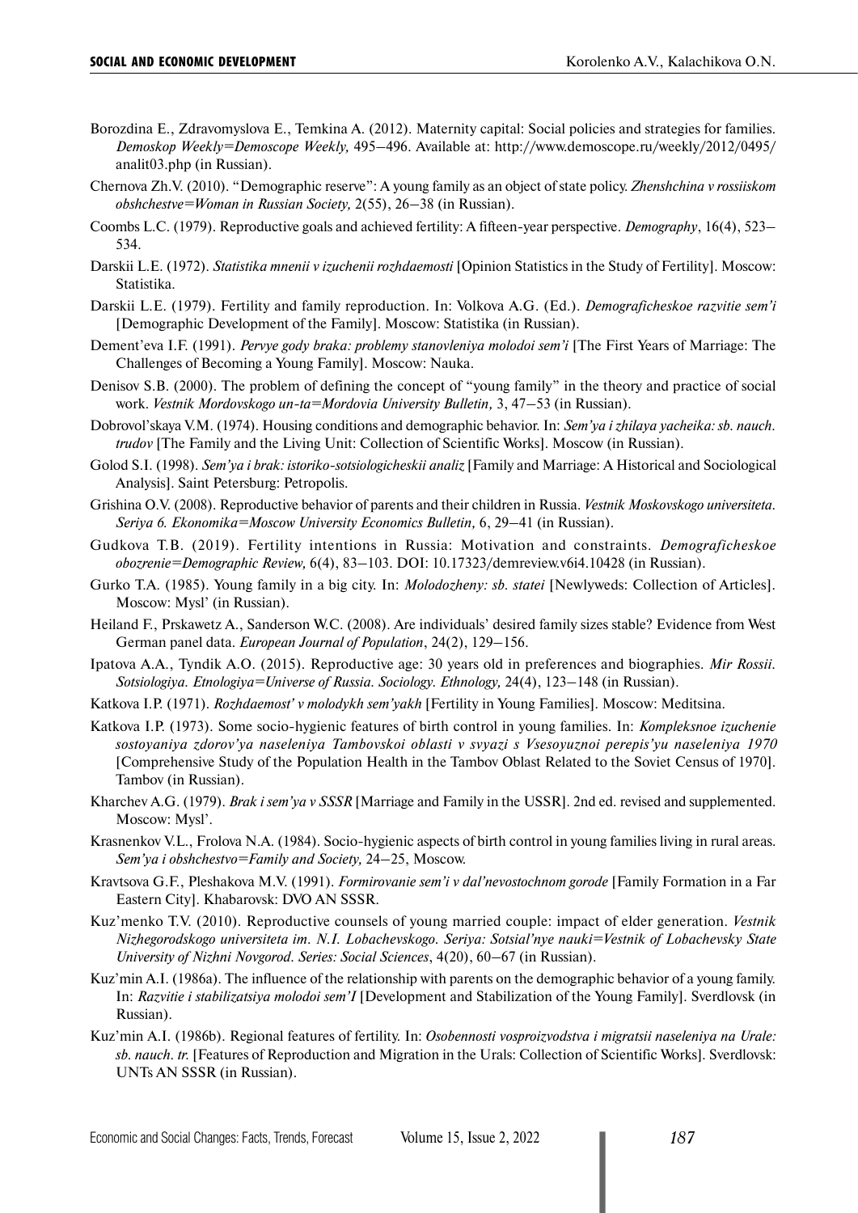Borozdina E., Zdravomyslova E., Temkina A. (2012). Maternity capital: Social policies and strategies for families. *Demoskop Weekly=Demoscope Weekly,* 495–496. Available at: http://www.demoscope.ru/weekly/2012/0495/analit03.php (in Russian).

Chernova Zh.V. (2010). "Demographic reserve": A young family as an object of state policy. *Zhenshchina v rossiiskom obshchestve=Woman in Russian Society,* 2(55), 26–38 (in Russian).

Coombs L.C. (1979). Reproductive goals and achieved fertility: A fifteen-year perspective. *Demography*, 16(4), 523–534.

Darskii L.E. (1972). *Statistika mnenii v izuchenii rozhdaemosti* [Opinion Statistics in the Study of Fertility]. Moscow: Statistika.

Darskii L.E. (1979). Fertility and family reproduction. In: Volkova A.G. (Ed.). *Demograficheskoe razvitie sem'i* [Demographic Development of the Family]. Moscow: Statistika (in Russian).

Dement'eva I.F. (1991). *Pervye gody braka: problemy stanovleniya molodoi sem'i* [The First Years of Marriage: The Challenges of Becoming a Young Family]. Moscow: Nauka.

Denisov S.B. (2000). The problem of defining the concept of "young family" in the theory and practice of social work. *Vestnik Mordovskogo un-ta=Mordovia University Bulletin,* 3, 47–53 (in Russian).

Dobrovol'skaya V.M. (1974). Housing conditions and demographic behavior. In: *Sem'ya i zhilaya yacheika: sb. nauch. trudov* [The Family and the Living Unit: Collection of Scientific Works]. Moscow (in Russian).

Golod S.I. (1998). *Sem'ya i brak: istoriko-sotsiologicheskii analiz* [Family and Marriage: A Historical and Sociological Analysis]. Saint Petersburg: Petropolis.

Grishina O.V. (2008). Reproductive behavior of parents and their children in Russia. *Vestnik Moskovskogo universiteta. Seriya 6. Ekonomika=Moscow University Economics Bulletin,* 6, 29–41 (in Russian).

Gudkova T.B. (2019). Fertility intentions in Russia: Motivation and constraints. *Demograficheskoe obozrenie=Demographic Review,* 6(4), 83–103. DOI: 10.17323/demreview.v6i4.10428 (in Russian).

Gurko T.A. (1985). Young family in a big city. In: *Molodozheny: sb. statei* [Newlyweds: Collection of Articles]. Moscow: Mysl' (in Russian).

Heiland F., Prskawetz A., Sanderson W.C. (2008). Are individuals' desired family sizes stable? Evidence from West German panel data. *European Journal of Population*, 24(2), 129–156.

Ipatova A.A., Tyndik A.O. (2015). Reproductive age: 30 years old in preferences and biographies. *Mir Rossii. Sotsiologiya. Etnologiya=Universe of Russia. Sociology. Ethnology,* 24(4), 123–148 (in Russian).

Katkova I.P. (1971). *Rozhdaemost' v molodykh sem'yakh* [Fertility in Young Families]. Moscow: Meditsina.

Katkova I.P. (1973). Some socio-hygienic features of birth control in young families. In: *Kompleksnoe izuchenie sostoyaniya zdorov'ya naseleniya Tambovskoi oblasti v svyazi s Vsesoyuznoi perepis'yu naseleniya 1970* [Comprehensive Study of the Population Health in the Tambov Oblast Related to the Soviet Census of 1970]. Tambov (in Russian).

Kharchev A.G. (1979). *Brak i sem'ya v SSSR* [Marriage and Family in the USSR]. 2nd ed. revised and supplemented. Moscow: Mysl'.

Krasnenkov V.L., Frolova N.A. (1984). Socio-hygienic aspects of birth control in young families living in rural areas. *Sem'ya i obshchestvo=Family and Society,* 24–25, Moscow.

Kravtsova G.F., Pleshakova M.V. (1991). *Formirovanie sem'i v dal'nevostochnom gorode* [Family Formation in a Far Eastern City]. Khabarovsk: DVO AN SSSR.

Kuz'menko T.V. (2010). Reproductive counsels of young married couple: impact of elder generation. *Vestnik Nizhegorodskogo universiteta im. N.I. Lobachevskogo. Seriya: Sotsial'nye nauki=Vestnik of Lobachevsky State University of Nizhni Novgorod. Series: Social Sciences*, 4(20), 60–67 (in Russian).

Kuz'min A.I. (1986a). The influence of the relationship with parents on the demographic behavior of a young family. In: *Razvitie i stabilizatsiya molodoi sem'I* [Development and Stabilization of the Young Family]. Sverdlovsk (in Russian).

Kuz'min A.I. (1986b). Regional features of fertility. In: *Osobennosti vosproizvodstva i migratsii naseleniya na Urale: sb. nauch. tr.* [Features of Reproduction and Migration in the Urals: Collection of Scientific Works]. Sverdlovsk: UNTs AN SSSR (in Russian).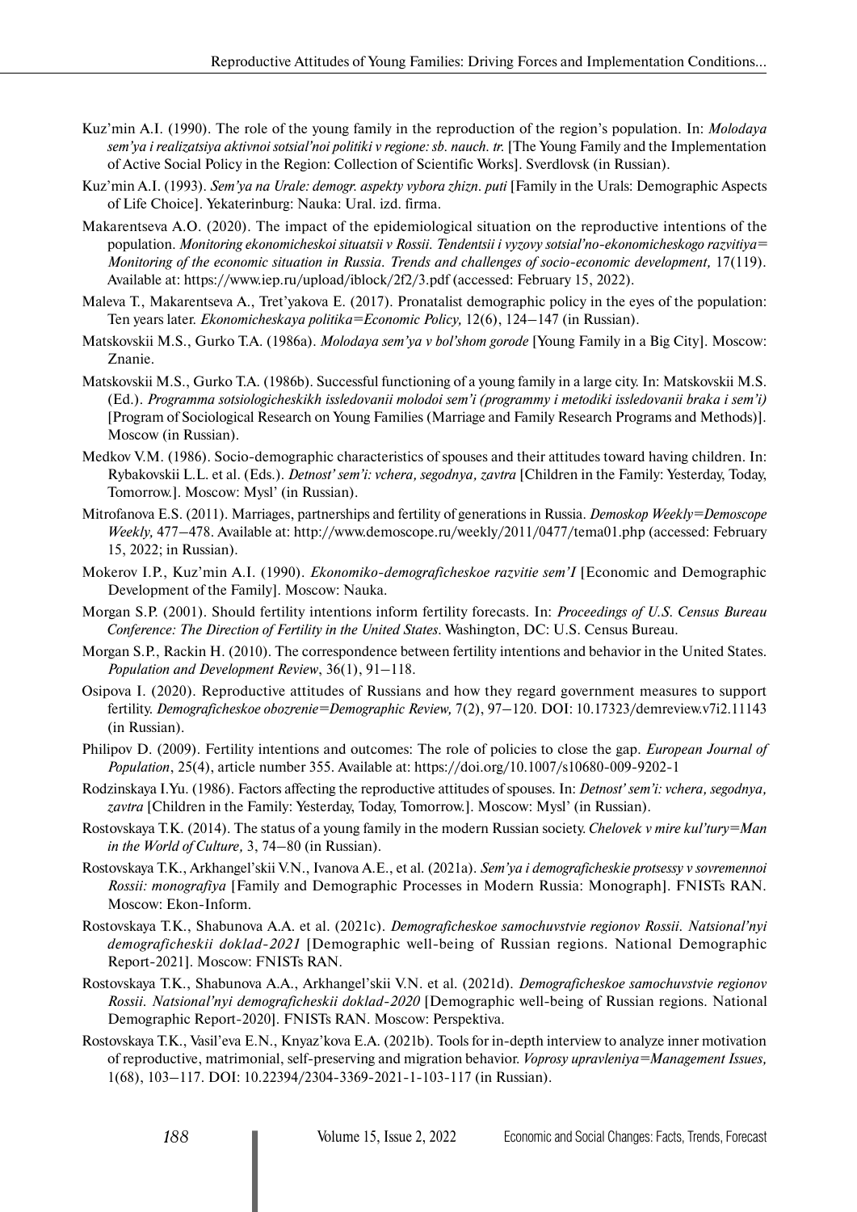Kuz'min A.I. (1990). The role of the young family in the reproduction of the region's population. In: *Molodaya sem'ya i realizatsiya aktivnoi sotsial'noi politiki v regione: sb. nauch. tr.* [The Young Family and the Implementation of Active Social Policy in the Region: Collection of Scientific Works]. Sverdlovsk (in Russian).

Kuz'min A.I. (1993). *Sem'ya na Urale: demogr. aspekty vybora zhizn. puti* [Family in the Urals: Demographic Aspects of Life Choice]. Yekaterinburg: Nauka: Ural. izd. firma.

Makarentseva A.O. (2020). The impact of the epidemiological situation on the reproductive intentions of the population. *Monitoring ekonomicheskoi situatsii v Rossii. Tendentsii i vyzovy sotsial'no-ekonomicheskogo razvitiya= Monitoring of the economic situation in Russia. Trends and challenges of socio-economic development,* 17(119). Available at: https://www.iep.ru/upload/iblock/2f2/3.pdf (accessed: February 15, 2022).

Maleva T., Makarentseva A., Tret'yakova E. (2017). Pronatalist demographic policy in the eyes of the population: Ten years later. *Ekonomicheskaya politika=Economic Policy,* 12(6), 124–147 (in Russian).

Matskovskii M.S., Gurko T.A. (1986a). *Molodaya sem'ya v bol'shom gorode* [Young Family in a Big City]. Moscow: Znanie.

Matskovskii M.S., Gurko T.A. (1986b). Successful functioning of a young family in a large city. In: Matskovskii M.S. (Ed.). *Programma sotsiologicheskikh issledovanii molodoi sem'i (programmy i metodiki issledovanii braka i sem'i)* [Program of Sociological Research on Young Families (Marriage and Family Research Programs and Methods)]. Moscow (in Russian).

Medkov V.M. (1986). Socio-demographic characteristics of spouses and their attitudes toward having children. In: Rybakovskii L.L. et al. (Eds.). *Detnost' sem'i: vchera, segodnya, zavtra* [Children in the Family: Yesterday, Today, Tomorrow.]. Moscow: Mysl' (in Russian).

Mitrofanova E.S. (2011). Marriages, partnerships and fertility of generations in Russia. *Demoskop Weekly=Demoscope Weekly,* 477–478. Available at: http://www.demoscope.ru/weekly/2011/0477/tema01.php (accessed: February 15, 2022; in Russian).

Mokerov I.P., Kuz'min A.I. (1990). *Ekonomiko-demograficheskoe razvitie sem'I* [Economic and Demographic Development of the Family]. Moscow: Nauka.

Morgan S.P. (2001). Should fertility intentions inform fertility forecasts. In: *Proceedings of U.S. Census Bureau Conference: The Direction of Fertility in the United States*. Washington, DC: U.S. Census Bureau.

Morgan S.P., Rackin H. (2010). The correspondence between fertility intentions and behavior in the United States. *Population and Development Review*, 36(1), 91–118.

Osipova I. (2020). Reproductive attitudes of Russians and how they regard government measures to support fertility. *Demograficheskoe obozrenie=Demographic Review,* 7(2), 97–120. DOI: 10.17323/demreview.v7i2.11143 (in Russian).

Philipov D. (2009). Fertility intentions and outcomes: The role of policies to close the gap. *European Journal of Population*, 25(4), article number 355. Available at: https://doi.org/10.1007/s10680-009-9202-1

Rodzinskaya I.Yu. (1986). Factors affecting the reproductive attitudes of spouses. In: *Detnost' sem'i: vchera, segodnya, zavtra* [Children in the Family: Yesterday, Today, Tomorrow.]. Moscow: Mysl' (in Russian).

Rostovskaya T.K. (2014). The status of a young family in the modern Russian society. *Chelovek v mire kul'tury=Man in the World of Culture,* 3, 74–80 (in Russian).

Rostovskaya T.K., Arkhangel'skii V.N., Ivanova A.E., et al. (2021a). *Sem'ya i demograficheskie protsessy v sovremennoi Rossii: monografiya* [Family and Demographic Processes in Modern Russia: Monograph]. FNISTs RAN. Moscow: Ekon-Inform.

Rostovskaya T.K., Shabunova A.A. et al. (2021c). *Demograficheskoe samochuvstvie regionov Rossii. Natsional'nyi demograficheskii doklad-2021* [Demographic well-being of Russian regions. National Demographic Report-2021]. Moscow: FNISTs RAN.

Rostovskaya T.K., Shabunova A.A., Arkhangel'skii V.N. et al. (2021d). *Demograficheskoe samochuvstvie regionov Rossii. Natsional'nyi demograficheskii doklad-2020* [Demographic well-being of Russian regions. National Demographic Report-2020]. FNISTs RAN. Moscow: Perspektiva.

Rostovskaya T.K., Vasil'eva E.N., Knyaz'kova E.A. (2021b). Tools for in-depth interview to analyze inner motivation of reproductive, matrimonial, self-preserving and migration behavior. *Voprosy upravleniya=Management Issues,* 1(68), 103–117. DOI: 10.22394/2304-3369-2021-1-103-117 (in Russian).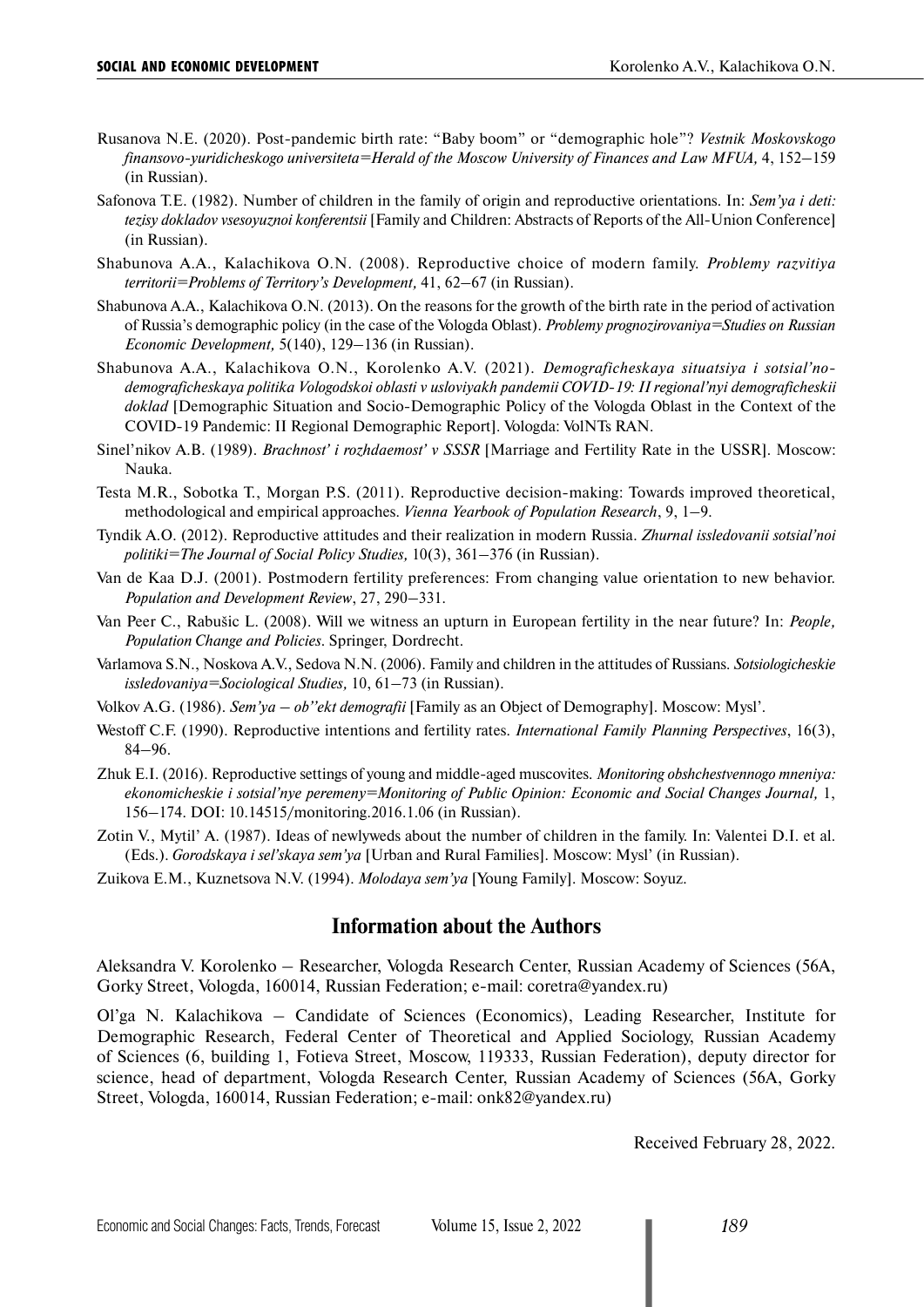Rusanova N.E. (2020). Post-pandemic birth rate: "Baby boom" or "demographic hole"? *Vestnik Moskovskogo finansovo-yuridicheskogo universiteta=Herald of the Moscow University of Finances and Law MFUA,* 4, 152–159 (in Russian).

Safonova T.E. (1982). Number of children in the family of origin and reproductive orientations. In: *Sem'ya i deti: tezisy dokladov vsesoyuznoi konferentsii* [Family and Children: Abstracts of Reports of the All-Union Conference] (in Russian).

Shabunova A.A., Kalachikova O.N. (2008). Reproductive choice of modern family. *Problemy razvitiya territorii=Problems of Territory's Development,* 41, 62–67 (in Russian).

Shabunova A.A., Kalachikova O.N. (2013). On the reasons for the growth of the birth rate in the period of activation of Russia's demographic policy (in the case of the Vologda Oblast). *Problemy prognozirovaniya=Studies on Russian Economic Development,* 5(140), 129–136 (in Russian).

Shabunova A.A., Kalachikova O.N., Korolenko A.V. (2021). *Demograficheskaya situatsiya i sotsial'no-demograficheskaya politika Vologodskoi oblasti v usloviyakh pandemii COVID-19: II regional'nyi demograficheskii doklad* [Demographic Situation and Socio-Demographic Policy of the Vologda Oblast in the Context of the COVID-19 Pandemic: II Regional Demographic Report]. Vologda: VolNTs RAN.

Sinel'nikov A.B. (1989). *Brachnost' i rozhdaemost' v SSSR* [Marriage and Fertility Rate in the USSR]. Moscow: Nauka.

Testa M.R., Sobotka T., Morgan P.S. (2011). Reproductive decision-making: Towards improved theoretical, methodological and empirical approaches. *Vienna Yearbook of Population Research*, 9, 1–9.

Tyndik A.O. (2012). Reproductive attitudes and their realization in modern Russia. *Zhurnal issledovanii sotsial'noi politiki=The Journal of Social Policy Studies,* 10(3), 361–376 (in Russian).

Van de Kaa D.J. (2001). Postmodern fertility preferences: From changing value orientation to new behavior. *Population and Development Review*, 27, 290–331.

Van Peer C., Rabušic L. (2008). Will we witness an upturn in European fertility in the near future? In: *People, Population Change and Policies*. Springer, Dordrecht.

Varlamova S.N., Noskova A.V., Sedova N.N. (2006). Family and children in the attitudes of Russians. *Sotsiologicheskie issledovaniya=Sociological Studies,* 10, 61–73 (in Russian).

Volkov A.G. (1986). *Sem'ya – ob''ekt demografii* [Family as an Object of Demography]. Moscow: Mysl'.

Westoff C.F. (1990). Reproductive intentions and fertility rates. *International Family Planning Perspectives*, 16(3), 84–96.

Zhuk E.I. (2016). Reproductive settings of young and middle-aged muscovites. *Monitoring obshchestvennogo mneniya: ekonomicheskie i sotsial'nye peremeny=Monitoring of Public Opinion: Economic and Social Changes Journal,* 1, 156–174. DOI: 10.14515/monitoring.2016.1.06 (in Russian).

Zotin V., Mytil' A. (1987). Ideas of newlyweds about the number of children in the family. In: Valentei D.I. et al. (Eds.). *Gorodskaya i sel'skaya sem'ya* [Urban and Rural Families]. Moscow: Mysl' (in Russian).

Zuikova E.M., Kuznetsova N.V. (1994). *Molodaya sem'ya* [Young Family]. Moscow: Soyuz.

## Information about the Authors

Aleksandra V. Korolenko – Researcher, Vologda Research Center, Russian Academy of Sciences (56A, Gorky Street, Vologda, 160014, Russian Federation; e-mail: coretra@yandex.ru)

Ol'ga N. Kalachikova – Candidate of Sciences (Economics), Leading Researcher, Institute for Demographic Research, Federal Center of Theoretical and Applied Sociology, Russian Academy of Sciences (6, building 1, Fotieva Street, Moscow, 119333, Russian Federation), deputy director for science, head of department, Vologda Research Center, Russian Academy of Sciences (56A, Gorky Street, Vologda, 160014, Russian Federation; e-mail: onk82@yandex.ru)

Received February 28, 2022.